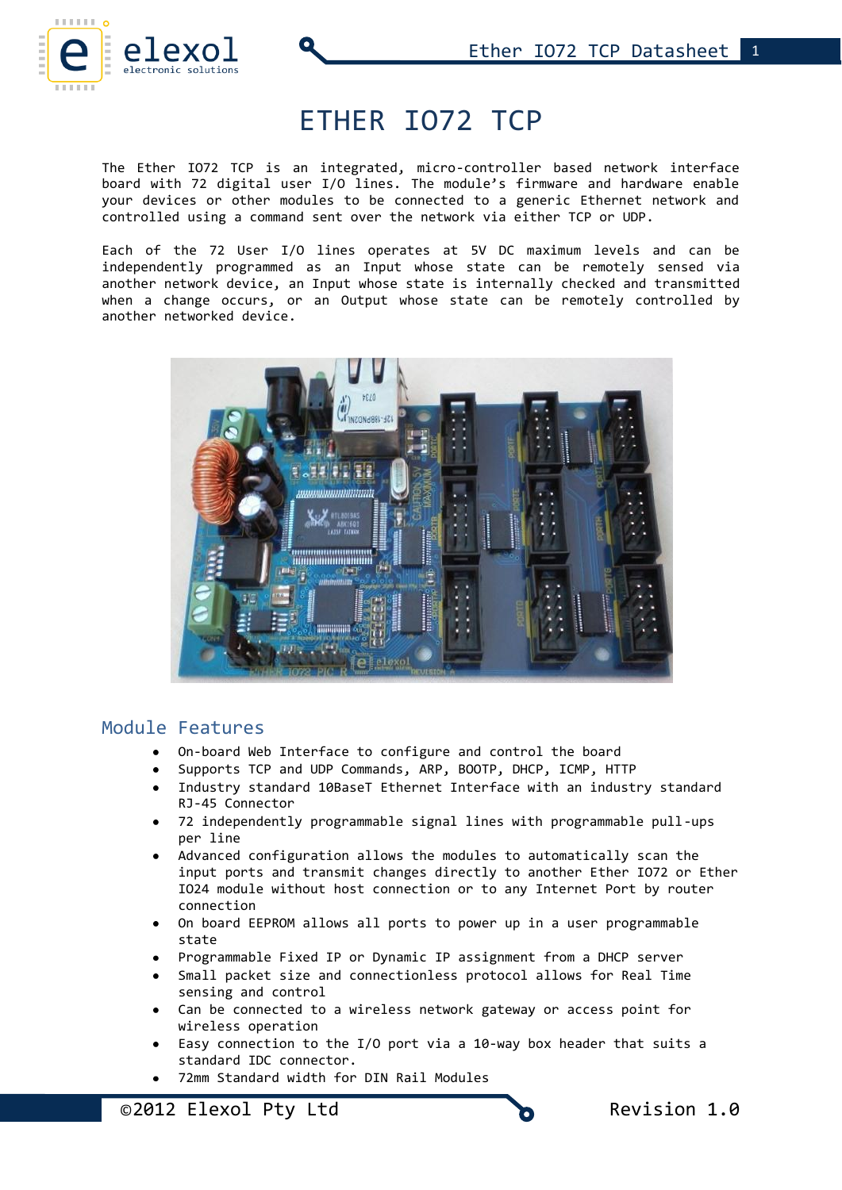# ETHER IO72 TCP

The Ether IO72 TCP is an integrated, micro-controller based network interface board with 72 digital user I/O lines. The module's firmware and hardware enable your devices or other modules to be connected to a generic Ethernet network and controlled using a command sent over the network via either TCP or UDP.

Each of the 72 User I/O lines operates at 5V DC maximum levels and can be independently programmed as an Input whose state can be remotely sensed via another network device, an Input whose state is internally checked and transmitted when a change occurs, or an Output whose state can be remotely controlled by another networked device.

## Module Features

- On-board Web Interface to configure and control the board
- Supports TCP and UDP Commands, ARP, BOOTP, DHCP, ICMP, HTTP
- Industry standard 10BaseT Ethernet Interface with an industry standard RJ-45 Connector
- 72 independently programmable signal lines with programmable pull-ups per line
- Advanced configuration allows the modules to automatically scan the input ports and transmit changes directly to another Ether IO72 or Ether IO24 module without host connection or to any Internet Port by router connection
- On board EEPROM allows all ports to power up in a user programmable state
- Programmable Fixed IP or Dynamic IP assignment from a DHCP server
- Small packet size and connectionless protocol allows for Real Time sensing and control
- Can be connected to a wireless network gateway or access point for wireless operation
- Easy connection to the I/O port via a 10-way box header that suits a standard IDC connector.
- 72mm Standard width for DIN Rail Modules

©2012 Elexol Pty Ltd Revision 1.0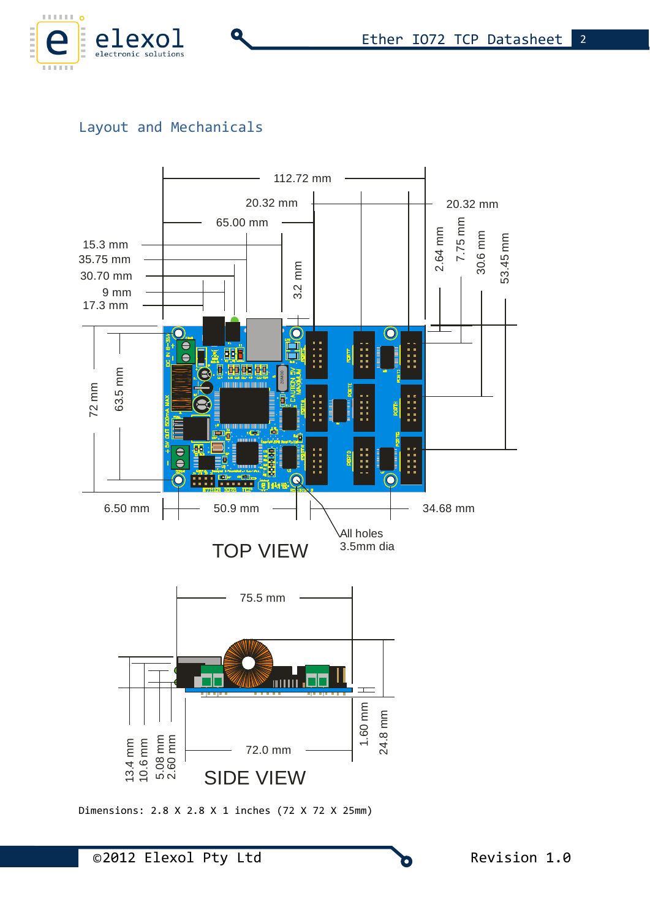## Layout and Mechanicals

112.72 mm

20.32 mm

65.00 mm

20.32 mm

15.3 mm

35.75 mm

30.70 mm

9 mm

17.3 mm

3.2 mm

2.64 mm

7.75 mm

30.6 mm

53.45 mm

72 mm

63.5 mm

6.50 mm

50.9 mm

34.68 mm

All holes 3.5mm dia

TOP VIEW

75.5 mm

13.4 mm

10.6 mm

5.08 mm

2.60 mm

72.0 mm

1.60 mm

24.8 mm

SIDE VIEW

Dimensions: 2.8 X 2.8 X 1 inches (72 X 72 X 25mm)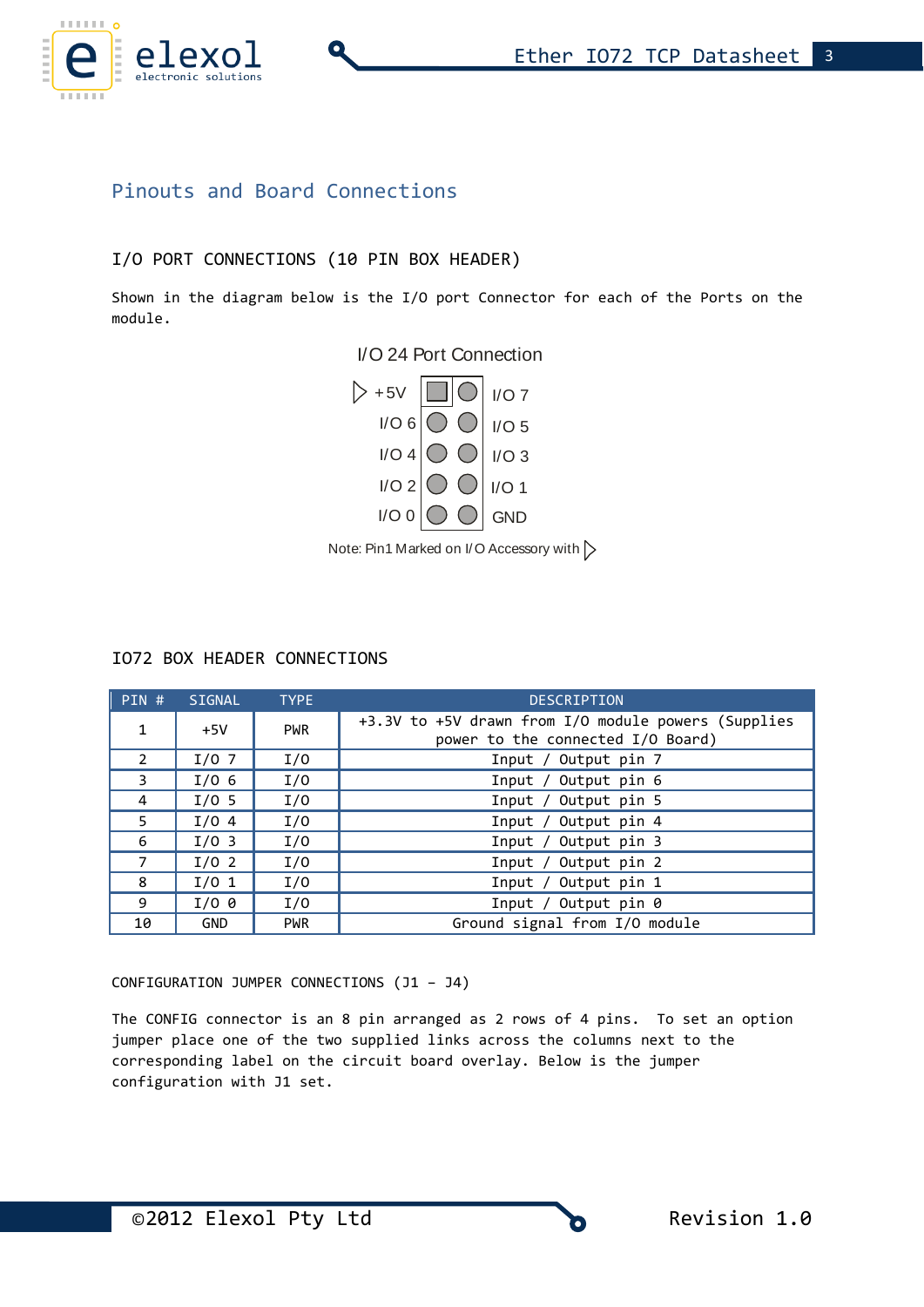## Pinouts and Board Connections

### I/O PORT CONNECTIONS (10 PIN BOX HEADER)

Shown in the diagram below is the I/O port Connector for each of the Ports on the module.

I/O 24 Port Connection

| | | | |
|---|---|---|---|
| ▷ +5V | ■ | ● | I/O 7 |
| I/O 6 | ● | ● | I/O 5 |
| I/O 4 | ● | ● | I/O 3 |
| I/O 2 | ● | ● | I/O 1 |
| I/O 0 | ● | ● | GND |

Note: Pin1 Marked on I/O Accessory with ▷

### IO72 BOX HEADER CONNECTIONS

| PIN # | SIGNAL | TYPE | DESCRIPTION |
|---|---|---|---|
| 1 | +5V | PWR | +3.3V to +5V drawn from I/O module powers (Supplies power to the connected I/O Board) |
| 2 | I/O 7 | I/O | Input / Output pin 7 |
| 3 | I/O 6 | I/O | Input / Output pin 6 |
| 4 | I/O 5 | I/O | Input / Output pin 5 |
| 5 | I/O 4 | I/O | Input / Output pin 4 |
| 6 | I/O 3 | I/O | Input / Output pin 3 |
| 7 | I/O 2 | I/O | Input / Output pin 2 |
| 8 | I/O 1 | I/O | Input / Output pin 1 |
| 9 | I/O 0 | I/O | Input / Output pin 0 |
| 10 | GND | PWR | Ground signal from I/O module |

#### CONFIGURATION JUMPER CONNECTIONS (J1 – J4)

The CONFIG connector is an 8 pin arranged as 2 rows of 4 pins. To set an option jumper place one of the two supplied links across the columns next to the corresponding label on the circuit board overlay. Below is the jumper configuration with J1 set.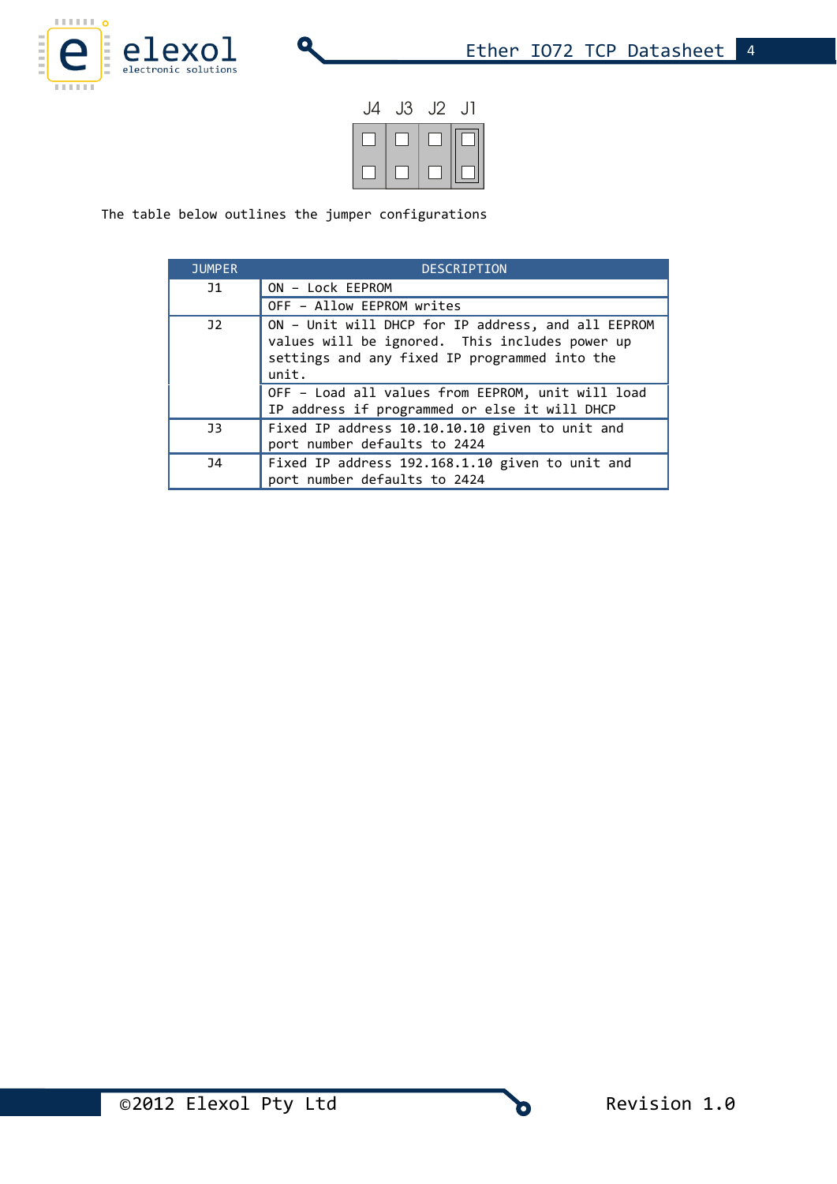J4 J3 J2 J1

The table below outlines the jumper configurations

| JUMPER | DESCRIPTION |
|---|---|
| J1 | ON – Lock EEPROM |
| | OFF – Allow EEPROM writes |
| J2 | ON – Unit will DHCP for IP address, and all EEPROM values will be ignored.  This includes power up settings and any fixed IP programmed into the unit. |
| | OFF – Load all values from EEPROM, unit will load IP address if programmed or else it will DHCP |
| J3 | Fixed IP address 10.10.10.10 given to unit and port number defaults to 2424 |
| J4 | Fixed IP address 192.168.1.10 given to unit and port number defaults to 2424 |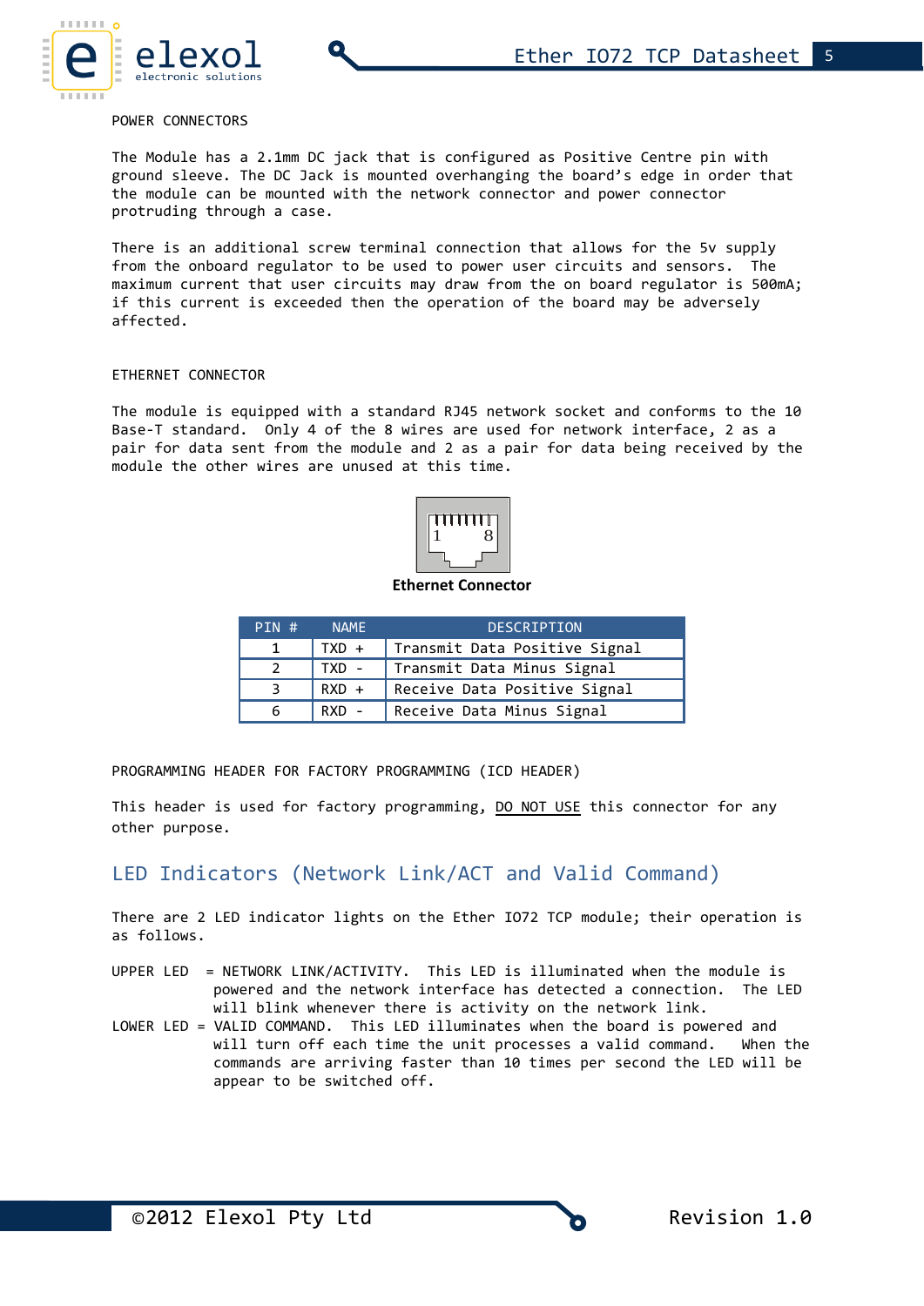POWER CONNECTORS

The Module has a 2.1mm DC jack that is configured as Positive Centre pin with ground sleeve. The DC Jack is mounted overhanging the board's edge in order that the module can be mounted with the network connector and power connector protruding through a case.

There is an additional screw terminal connection that allows for the 5v supply from the onboard regulator to be used to power user circuits and sensors. The maximum current that user circuits may draw from the on board regulator is 500mA; if this current is exceeded then the operation of the board may be adversely affected.

ETHERNET CONNECTOR

The module is equipped with a standard RJ45 network socket and conforms to the 10 Base-T standard. Only 4 of the 8 wires are used for network interface, 2 as a pair for data sent from the module and 2 as a pair for data being received by the module the other wires are unused at this time.

**Ethernet Connector**

| PIN # | NAME | DESCRIPTION |
|---|---|---|
| 1 | TXD + | Transmit Data Positive Signal |
| 2 | TXD - | Transmit Data Minus Signal |
| 3 | RXD + | Receive Data Positive Signal |
| 6 | RXD - | Receive Data Minus Signal |

PROGRAMMING HEADER FOR FACTORY PROGRAMMING (ICD HEADER)

This header is used for factory programming, <u>DO NOT USE</u> this connector for any other purpose.

## LED Indicators (Network Link/ACT and Valid Command)

There are 2 LED indicator lights on the Ether IO72 TCP module; their operation is as follows.

UPPER LED = NETWORK LINK/ACTIVITY. This LED is illuminated when the module is powered and the network interface has detected a connection. The LED will blink whenever there is activity on the network link.

LOWER LED = VALID COMMAND. This LED illuminates when the board is powered and will turn off each time the unit processes a valid command. When the commands are arriving faster than 10 times per second the LED will be appear to be switched off.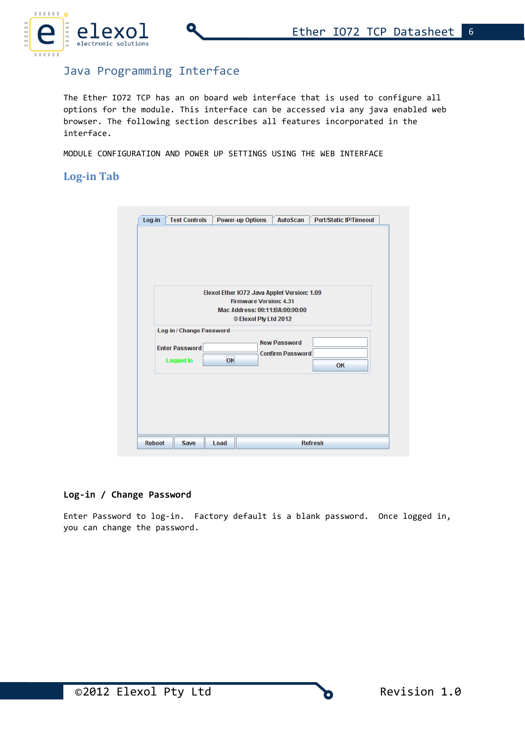# Java Programming Interface

The Ether IO72 TCP has an on board web interface that is used to configure all options for the module. This interface can be accessed via any java enabled web browser. The following section describes all features incorporated in the interface.

MODULE CONFIGURATION AND POWER UP SETTINGS USING THE WEB INTERFACE

## Log-in Tab

Log-in | Test Controls | Power-up Options | AutoScan | Port/Static IP/Timeout

Elexol Ether IO72 Java Applet Version: 1.09
Firmware Version: 4.31
Mac Address: 00:11:BA:00:00:00
© Elexol Pty Ltd 2012

Log-in / Change Password

Enter Password | OK
Logged In

New Password
Confirm Password
OK

Reboot | Save | Load | Refresh

### Log-in / Change Password

Enter Password to log-in. Factory default is a blank password. Once logged in, you can change the password.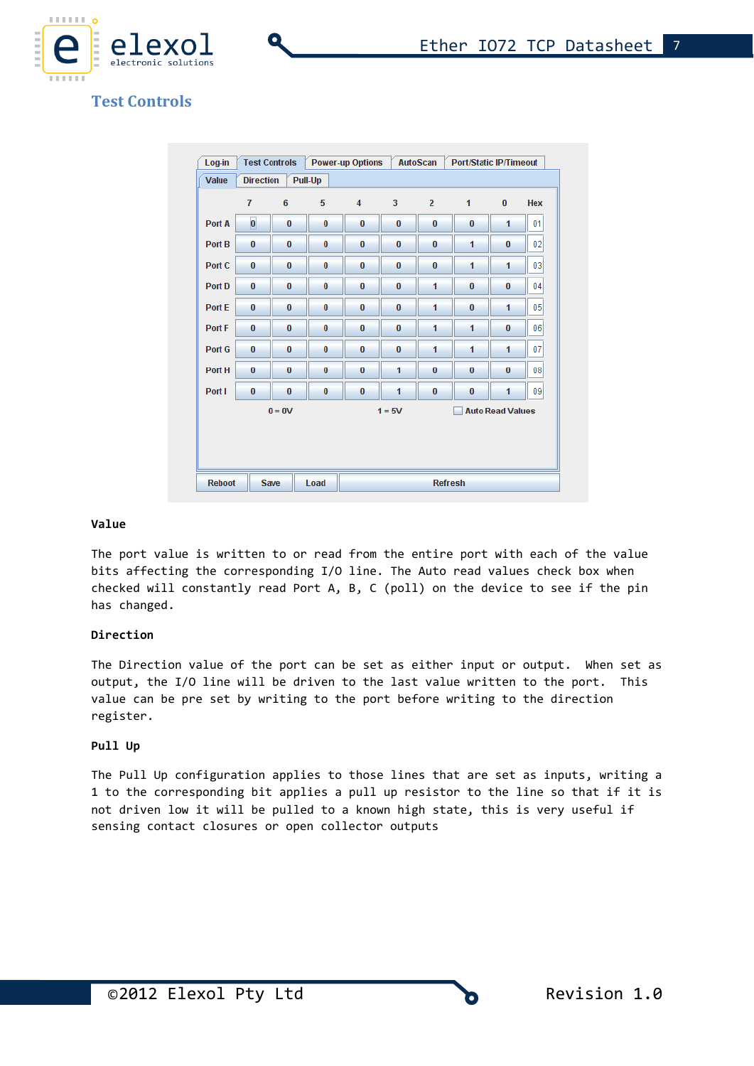## Test Controls

| | 7 | 6 | 5 | 4 | 3 | 2 | 1 | 0 | Hex |
|---|---|---|---|---|---|---|---|---|---|
| Port A | 0 | 0 | 0 | 0 | 0 | 0 | 0 | 1 | 01 |
| Port B | 0 | 0 | 0 | 0 | 0 | 0 | 1 | 0 | 02 |
| Port C | 0 | 0 | 0 | 0 | 0 | 0 | 1 | 1 | 03 |
| Port D | 0 | 0 | 0 | 0 | 0 | 1 | 0 | 0 | 04 |
| Port E | 0 | 0 | 0 | 0 | 0 | 1 | 0 | 1 | 05 |
| Port F | 0 | 0 | 0 | 0 | 0 | 1 | 1 | 0 | 06 |
| Port G | 0 | 0 | 0 | 0 | 0 | 1 | 1 | 1 | 07 |
| Port H | 0 | 0 | 0 | 0 | 1 | 0 | 0 | 0 | 08 |
| Port I | 0 | 0 | 0 | 0 | 1 | 0 | 0 | 1 | 09 |

0 = 0V 1 = 5V Auto Read Values

**Value**

The port value is written to or read from the entire port with each of the value bits affecting the corresponding I/O line. The Auto read values check box when checked will constantly read Port A, B, C (poll) on the device to see if the pin has changed.

**Direction**

The Direction value of the port can be set as either input or output. When set as output, the I/O line will be driven to the last value written to the port. This value can be pre set by writing to the port before writing to the direction register.

**Pull Up**

The Pull Up configuration applies to those lines that are set as inputs, writing a 1 to the corresponding bit applies a pull up resistor to the line so that if it is not driven low it will be pulled to a known high state, this is very useful if sensing contact closures or open collector outputs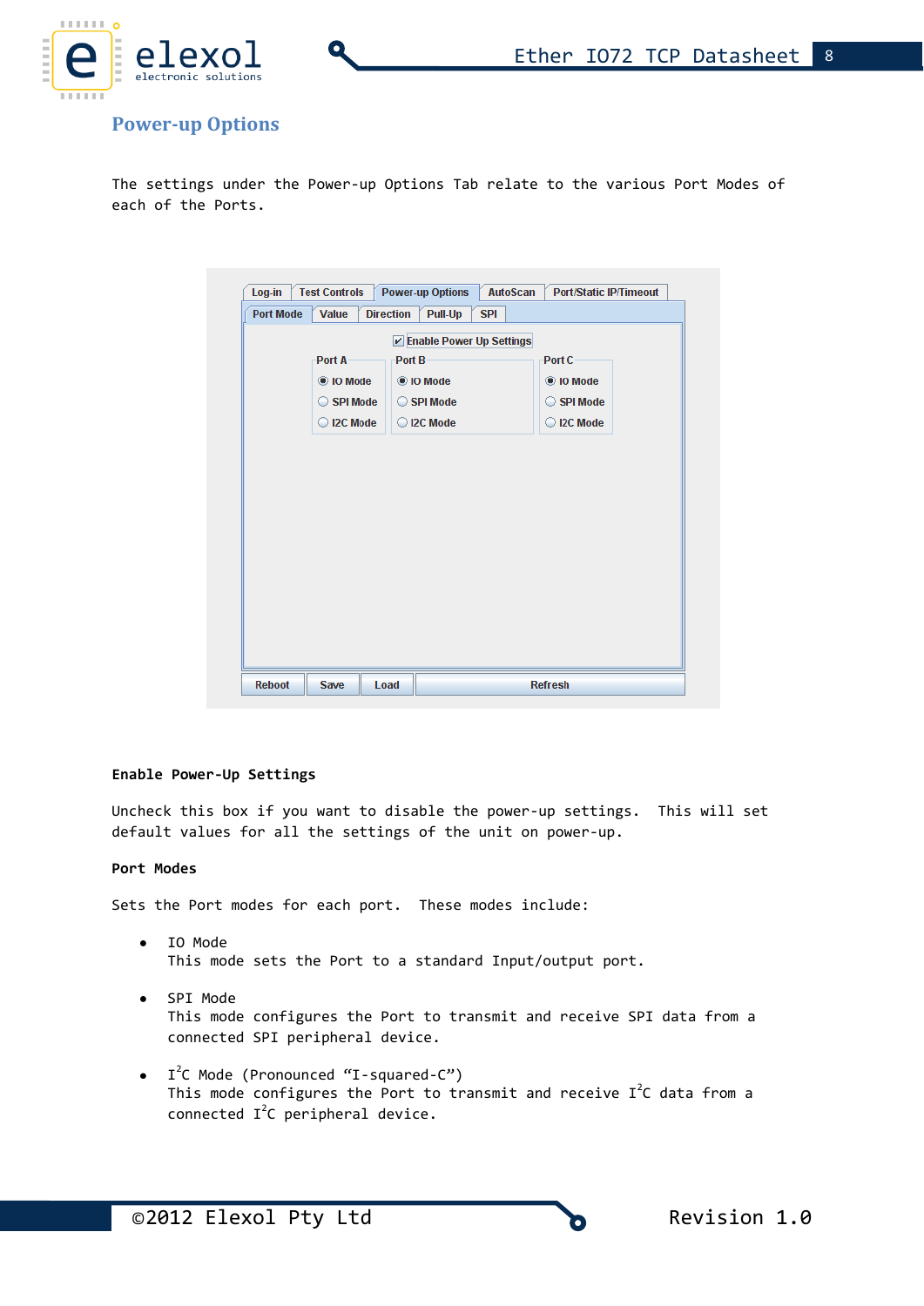## Power-up Options

The settings under the Power-up Options Tab relate to the various Port Modes of each of the Ports.

**Enable Power-Up Settings**

Uncheck this box if you want to disable the power-up settings. This will set default values for all the settings of the unit on power-up.

**Port Modes**

Sets the Port modes for each port. These modes include:

- IO Mode
  This mode sets the Port to a standard Input/output port.

- SPI Mode
  This mode configures the Port to transmit and receive SPI data from a connected SPI peripheral device.

- I²C Mode (Pronounced "I-squared-C")
  This mode configures the Port to transmit and receive I²C data from a connected I²C peripheral device.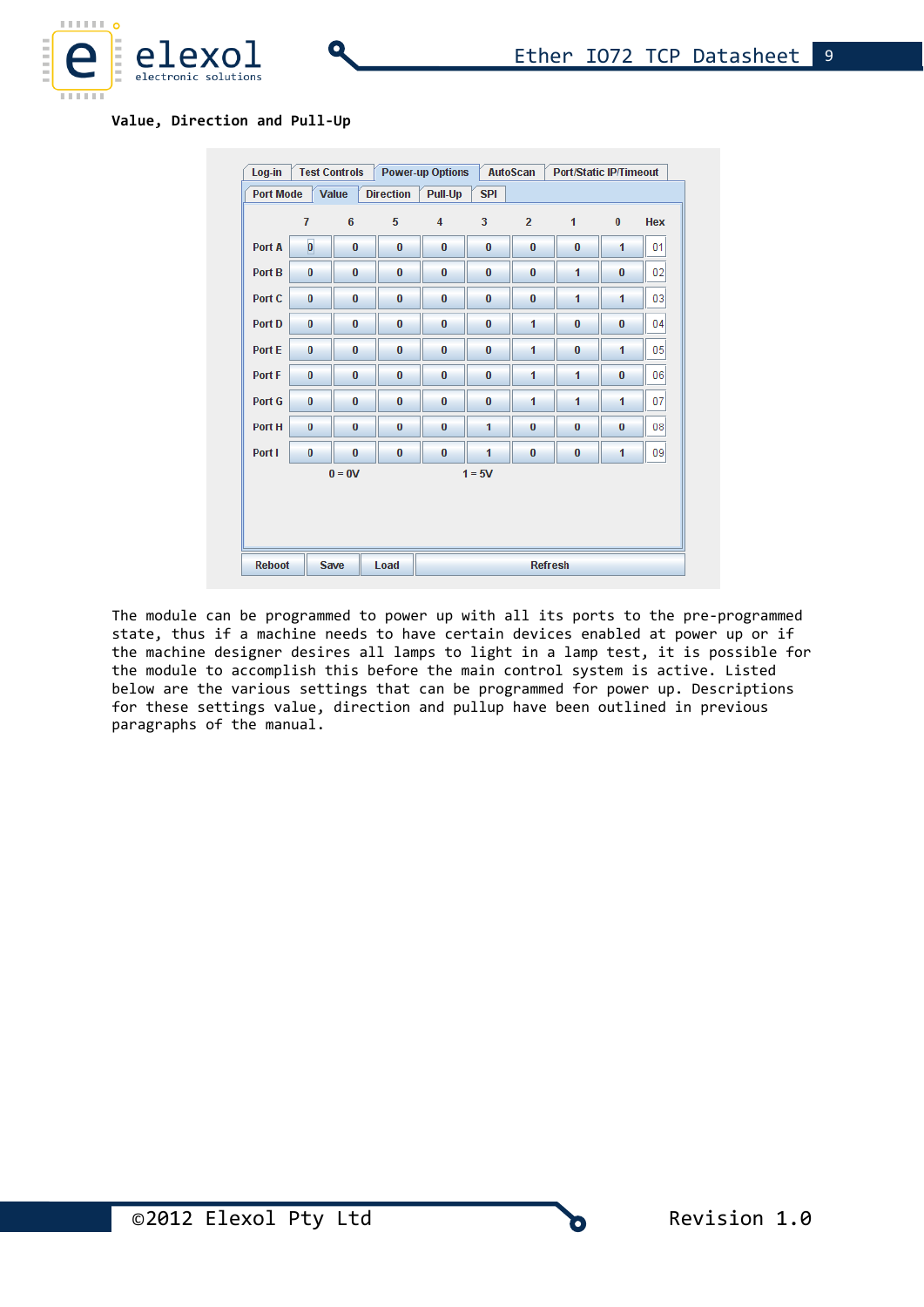**Value, Direction and Pull-Up**

| | 7 | 6 | 5 | 4 | 3 | 2 | 1 | 0 | Hex |
|---|---|---|---|---|---|---|---|---|---|
| Port A | 0 | 0 | 0 | 0 | 0 | 0 | 0 | 1 | 01 |
| Port B | 0 | 0 | 0 | 0 | 0 | 0 | 1 | 0 | 02 |
| Port C | 0 | 0 | 0 | 0 | 0 | 0 | 1 | 1 | 03 |
| Port D | 0 | 0 | 0 | 0 | 0 | 1 | 0 | 0 | 04 |
| Port E | 0 | 0 | 0 | 0 | 0 | 1 | 0 | 1 | 05 |
| Port F | 0 | 0 | 0 | 0 | 0 | 1 | 1 | 0 | 06 |
| Port G | 0 | 0 | 0 | 0 | 0 | 1 | 1 | 1 | 07 |
| Port H | 0 | 0 | 0 | 0 | 1 | 0 | 0 | 0 | 08 |
| Port I | 0 | 0 | 0 | 0 | 1 | 0 | 0 | 1 | 09 |

0 = 0V        1 = 5V

The module can be programmed to power up with all its ports to the pre-programmed state, thus if a machine needs to have certain devices enabled at power up or if the machine designer desires all lamps to light in a lamp test, it is possible for the module to accomplish this before the main control system is active. Listed below are the various settings that can be programmed for power up. Descriptions for these settings value, direction and pullup have been outlined in previous paragraphs of the manual.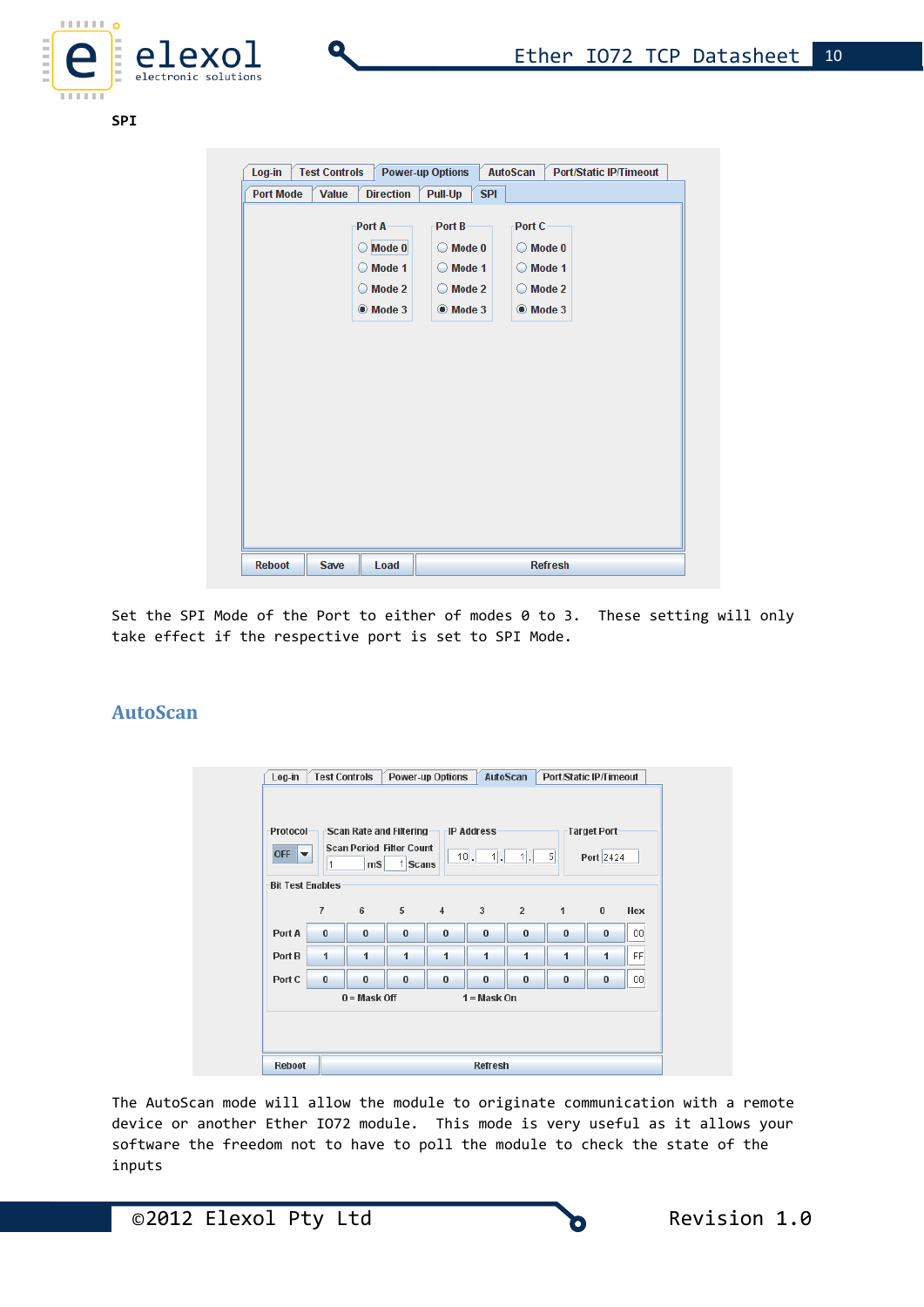**SPI**

Set the SPI Mode of the Port to either of modes 0 to 3. These setting will only take effect if the respective port is set to SPI Mode.

## AutoScan

The AutoScan mode will allow the module to originate communication with a remote device or another Ether IO72 module. This mode is very useful as it allows your software the freedom not to have to poll the module to check the state of the inputs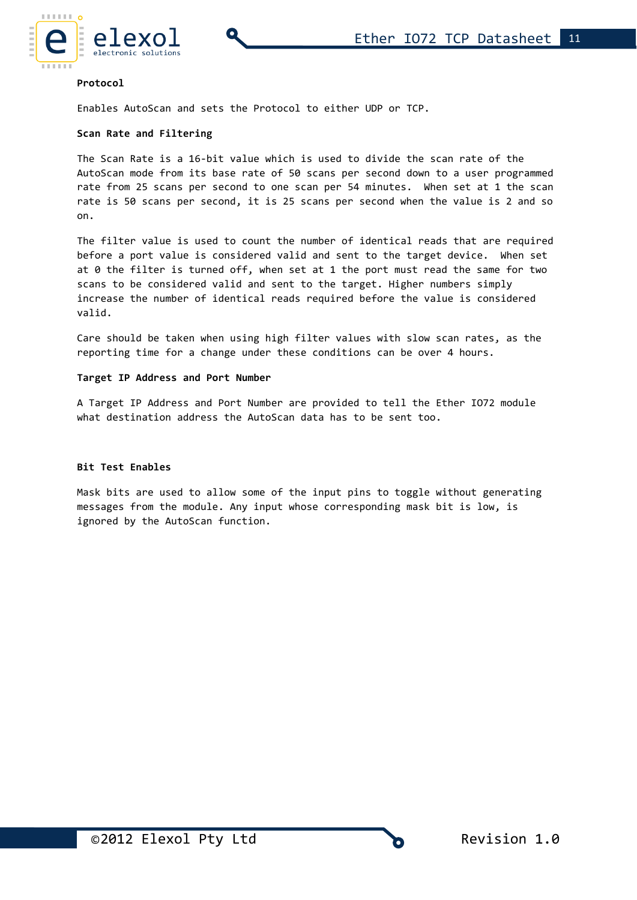**Protocol**

Enables AutoScan and sets the Protocol to either UDP or TCP.

**Scan Rate and Filtering**

The Scan Rate is a 16-bit value which is used to divide the scan rate of the AutoScan mode from its base rate of 50 scans per second down to a user programmed rate from 25 scans per second to one scan per 54 minutes. When set at 1 the scan rate is 50 scans per second, it is 25 scans per second when the value is 2 and so on.

The filter value is used to count the number of identical reads that are required before a port value is considered valid and sent to the target device. When set at 0 the filter is turned off, when set at 1 the port must read the same for two scans to be considered valid and sent to the target. Higher numbers simply increase the number of identical reads required before the value is considered valid.

Care should be taken when using high filter values with slow scan rates, as the reporting time for a change under these conditions can be over 4 hours.

**Target IP Address and Port Number**

A Target IP Address and Port Number are provided to tell the Ether IO72 module what destination address the AutoScan data has to be sent too.

**Bit Test Enables**

Mask bits are used to allow some of the input pins to toggle without generating messages from the module. Any input whose corresponding mask bit is low, is ignored by the AutoScan function.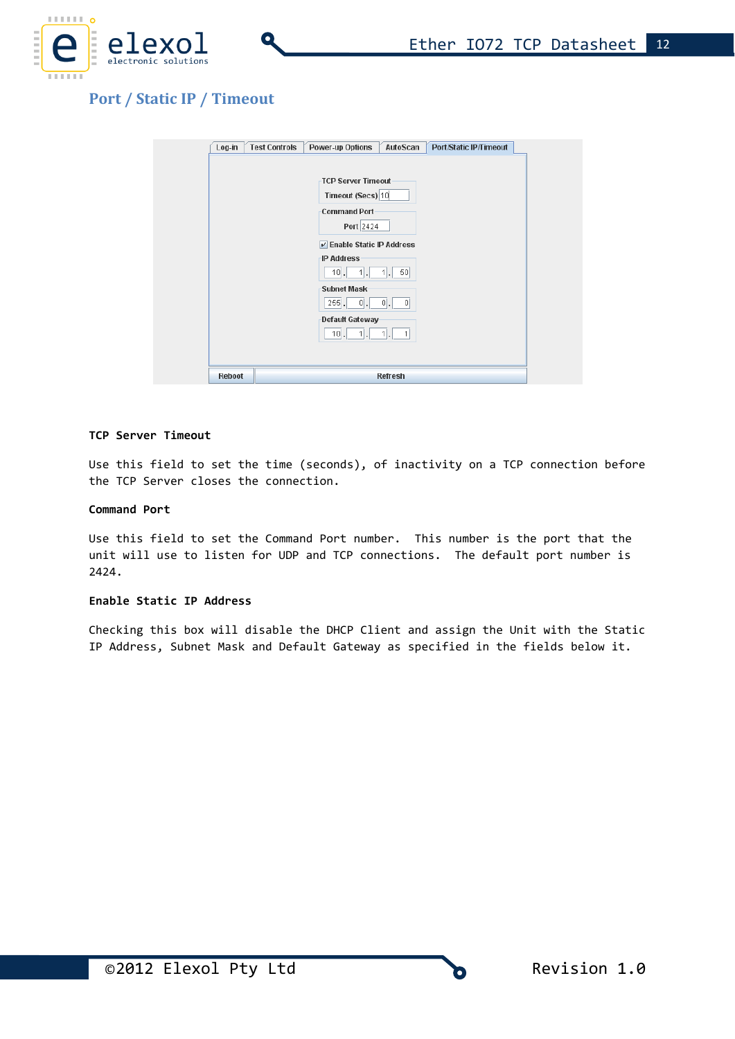# Port / Static IP / Timeout

**TCP Server Timeout**

Use this field to set the time (seconds), of inactivity on a TCP connection before the TCP Server closes the connection.

**Command Port**

Use this field to set the Command Port number. This number is the port that the unit will use to listen for UDP and TCP connections. The default port number is 2424.

**Enable Static IP Address**

Checking this box will disable the DHCP Client and assign the Unit with the Static IP Address, Subnet Mask and Default Gateway as specified in the fields below it.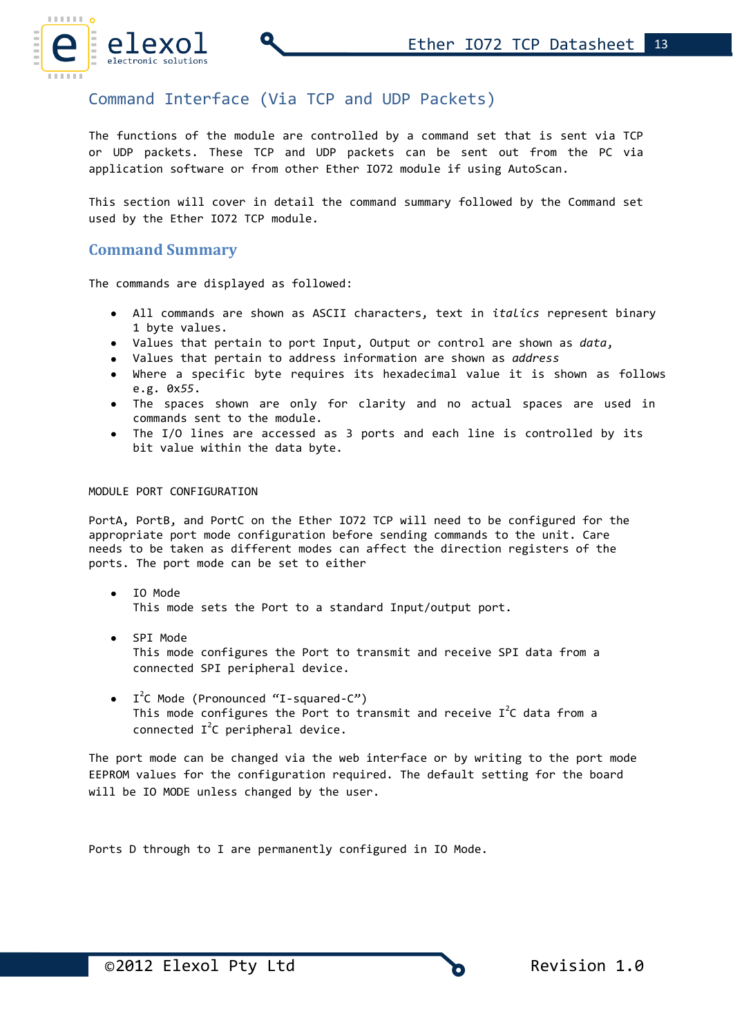## Command Interface (Via TCP and UDP Packets)

The functions of the module are controlled by a command set that is sent via TCP or UDP packets. These TCP and UDP packets can be sent out from the PC via application software or from other Ether IO72 module if using AutoScan.

This section will cover in detail the command summary followed by the Command set used by the Ether IO72 TCP module.

### Command Summary

The commands are displayed as followed:

- All commands are shown as ASCII characters, text in *italics* represent binary 1 byte values.
- Values that pertain to port Input, Output or control are shown as *data*,
- Values that pertain to address information are shown as *address*
- Where a specific byte requires its hexadecimal value it is shown as follows e.g. 0x*55*.
- The spaces shown are only for clarity and no actual spaces are used in commands sent to the module.
- The I/O lines are accessed as 3 ports and each line is controlled by its bit value within the data byte.

MODULE PORT CONFIGURATION

PortA, PortB, and PortC on the Ether IO72 TCP will need to be configured for the appropriate port mode configuration before sending commands to the unit. Care needs to be taken as different modes can affect the direction registers of the ports. The port mode can be set to either

- IO Mode
  This mode sets the Port to a standard Input/output port.

- SPI Mode
  This mode configures the Port to transmit and receive SPI data from a connected SPI peripheral device.

- $I^2C$ Mode (Pronounced “I-squared-C”)
  This mode configures the Port to transmit and receive $I^2C$ data from a connected $I^2C$ peripheral device.

The port mode can be changed via the web interface or by writing to the port mode EEPROM values for the configuration required. The default setting for the board will be IO MODE unless changed by the user.

Ports D through to I are permanently configured in IO Mode.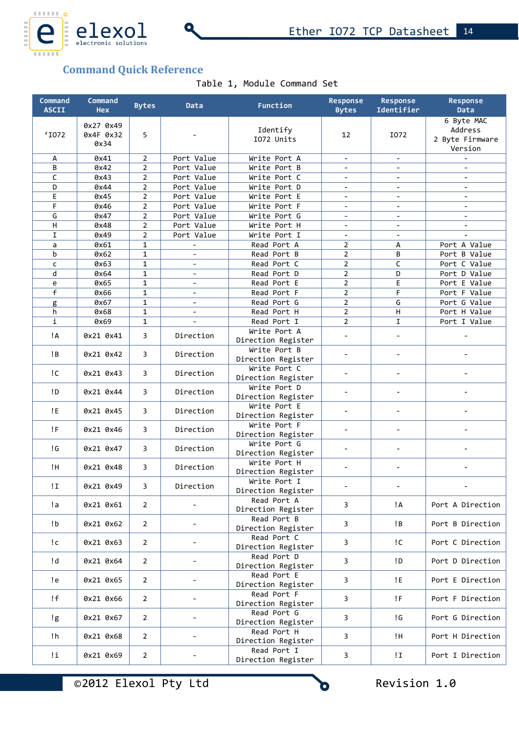## Command Quick Reference

Table 1, Module Command Set

| Command ASCII | Command Hex | Bytes | Data | Function | Response Bytes | Response Identifier | Response Data |
|---|---|---|---|---|---|---|---|
| 'IO72 | 0x27 0x49 0x4F 0x32 0x34 | 5 | - | Identify IO72 Units | 12 | IO72 | 6 Byte MAC Address 2 Byte Firmware Version |
| A | 0x41 | 2 | Port Value | Write Port A | - | - | - |
| B | 0x42 | 2 | Port Value | Write Port B | - | - | - |
| C | 0x43 | 2 | Port Value | Write Port C | - | - | - |
| D | 0x44 | 2 | Port Value | Write Port D | - | - | - |
| E | 0x45 | 2 | Port Value | Write Port E | - | - | - |
| F | 0x46 | 2 | Port Value | Write Port F | - | - | - |
| G | 0x47 | 2 | Port Value | Write Port G | - | - | - |
| H | 0x48 | 2 | Port Value | Write Port H | - | - | - |
| I | 0x49 | 2 | Port Value | Write Port I | - | - | - |
| a | 0x61 | 1 | - | Read Port A | 2 | A | Port A Value |
| b | 0x62 | 1 | - | Read Port B | 2 | B | Port B Value |
| c | 0x63 | 1 | - | Read Port C | 2 | C | Port C Value |
| d | 0x64 | 1 | - | Read Port D | 2 | D | Port D Value |
| e | 0x65 | 1 | - | Read Port E | 2 | E | Port E Value |
| f | 0x66 | 1 | - | Read Port F | 2 | F | Port F Value |
| g | 0x67 | 1 | - | Read Port G | 2 | G | Port G Value |
| h | 0x68 | 1 | - | Read Port H | 2 | H | Port H Value |
| i | 0x69 | 1 | - | Read Port I | 2 | I | Port I Value |
| !A | 0x21 0x41 | 3 | Direction | Write Port A Direction Register | - | - | - |
| !B | 0x21 0x42 | 3 | Direction | Write Port B Direction Register | - | - | - |
| !C | 0x21 0x43 | 3 | Direction | Write Port C Direction Register | - | - | - |
| !D | 0x21 0x44 | 3 | Direction | Write Port D Direction Register | - | - | - |
| !E | 0x21 0x45 | 3 | Direction | Write Port E Direction Register | - | - | - |
| !F | 0x21 0x46 | 3 | Direction | Write Port F Direction Register | - | - | - |
| !G | 0x21 0x47 | 3 | Direction | Write Port G Direction Register | - | - | - |
| !H | 0x21 0x48 | 3 | Direction | Write Port H Direction Register | - | - | - |
| !I | 0x21 0x49 | 3 | Direction | Write Port I Direction Register | - | - | - |
| !a | 0x21 0x61 | 2 | - | Read Port A Direction Register | 3 | !A | Port A Direction |
| !b | 0x21 0x62 | 2 | - | Read Port B Direction Register | 3 | !B | Port B Direction |
| !c | 0x21 0x63 | 2 | - | Read Port C Direction Register | 3 | !C | Port C Direction |
| !d | 0x21 0x64 | 2 | - | Read Port D Direction Register | 3 | !D | Port D Direction |
| !e | 0x21 0x65 | 2 | - | Read Port E Direction Register | 3 | !E | Port E Direction |
| !f | 0x21 0x66 | 2 | - | Read Port F Direction Register | 3 | !F | Port F Direction |
| !g | 0x21 0x67 | 2 | - | Read Port G Direction Register | 3 | !G | Port G Direction |
| !h | 0x21 0x68 | 2 | - | Read Port H Direction Register | 3 | !H | Port H Direction |
| !i | 0x21 0x69 | 2 | - | Read Port I Direction Register | 3 | !I | Port I Direction |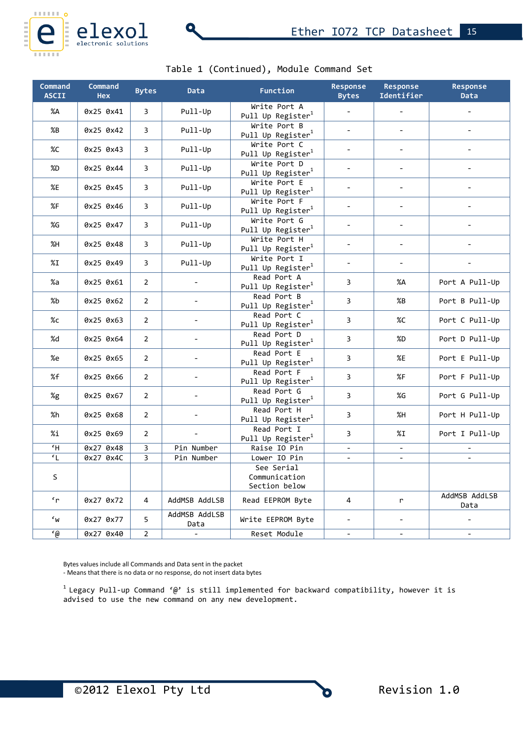Table 1 (Continued), Module Command Set

| Command ASCII | Command Hex | Bytes | Data | Function | Response Bytes | Response Identifier | Response Data |
|---|---|---|---|---|---|---|---|
| %A | 0x25 0x41 | 3 | Pull-Up | Write Port A Pull Up Register[1] | - | - | - |
| %B | 0x25 0x42 | 3 | Pull-Up | Write Port B Pull Up Register[1] | - | - | - |
| %C | 0x25 0x43 | 3 | Pull-Up | Write Port C Pull Up Register[1] | - | - | - |
| %D | 0x25 0x44 | 3 | Pull-Up | Write Port D Pull Up Register[1] | - | - | - |
| %E | 0x25 0x45 | 3 | Pull-Up | Write Port E Pull Up Register[1] | - | - | - |
| %F | 0x25 0x46 | 3 | Pull-Up | Write Port F Pull Up Register[1] | - | - | - |
| %G | 0x25 0x47 | 3 | Pull-Up | Write Port G Pull Up Register[1] | - | - | - |
| %H | 0x25 0x48 | 3 | Pull-Up | Write Port H Pull Up Register[1] | - | - | - |
| %I | 0x25 0x49 | 3 | Pull-Up | Write Port I Pull Up Register[1] | - | - | - |
| %a | 0x25 0x61 | 2 | - | Read Port A Pull Up Register[1] | 3 | %A | Port A Pull-Up |
| %b | 0x25 0x62 | 2 | - | Read Port B Pull Up Register[1] | 3 | %B | Port B Pull-Up |
| %c | 0x25 0x63 | 2 | - | Read Port C Pull Up Register[1] | 3 | %C | Port C Pull-Up |
| %d | 0x25 0x64 | 2 | - | Read Port D Pull Up Register[1] | 3 | %D | Port D Pull-Up |
| %e | 0x25 0x65 | 2 | - | Read Port E Pull Up Register[1] | 3 | %E | Port E Pull-Up |
| %f | 0x25 0x66 | 2 | - | Read Port F Pull Up Register[1] | 3 | %F | Port F Pull-Up |
| %g | 0x25 0x67 | 2 | - | Read Port G Pull Up Register[1] | 3 | %G | Port G Pull-Up |
| %h | 0x25 0x68 | 2 | - | Read Port H Pull Up Register[1] | 3 | %H | Port H Pull-Up |
| %i | 0x25 0x69 | 2 | - | Read Port I Pull Up Register[1] | 3 | %I | Port I Pull-Up |
| ‘H | 0x27 0x48 | 3 | Pin Number | Raise IO Pin | - | - | - |
| ‘L | 0x27 0x4C | 3 | Pin Number | Lower IO Pin | - | - | - |
| S | | | | See Serial Communication Section below | | | |
| ‘r | 0x27 0x72 | 4 | AddMSB AddLSB | Read EEPROM Byte | 4 | r | AddMSB AddLSB Data |
| ‘w | 0x27 0x77 | 5 | AddMSB AddLSB Data | Write EEPROM Byte | - | - | - |
| ‘@ | 0x27 0x40 | 2 | - | Reset Module | - | - | - |

Bytes values include all Commands and Data sent in the packet
- Means that there is no data or no response, do not insert data bytes

[1] Legacy Pull-up Command ‘@’ is still implemented for backward compatibility, however it is advised to use the new command on any new development.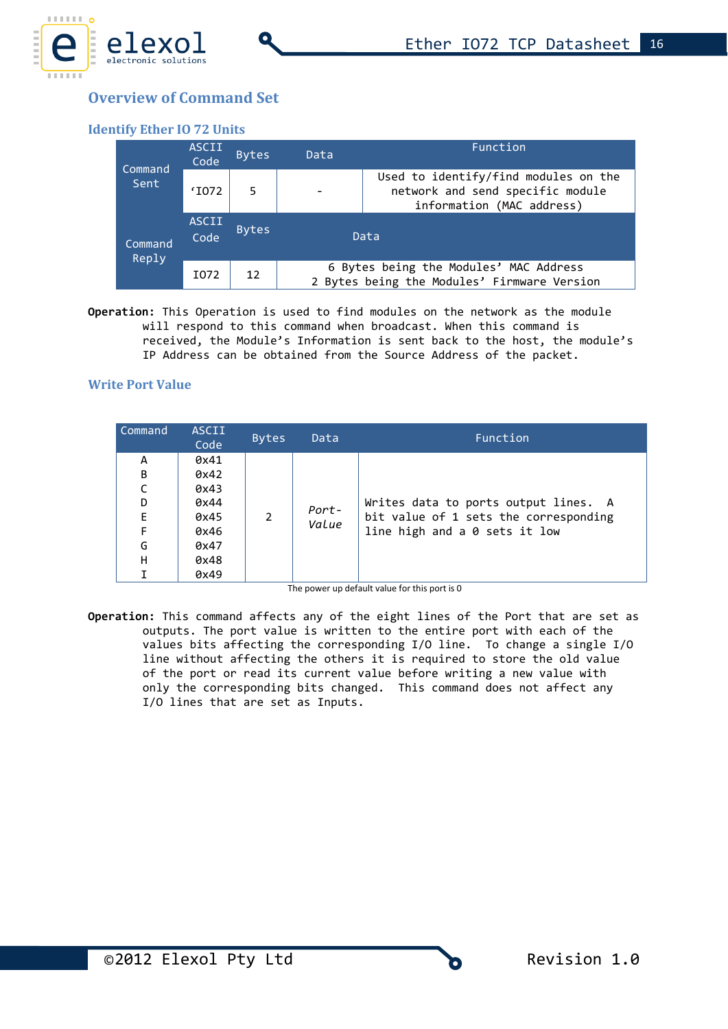## Overview of Command Set

### Identify Ether IO 72 Units

| | ASCII Code | Bytes | Data | Function |
|---|---|---|---|---|
| Command Sent | 'IO72 | 5 | - | Used to identify/find modules on the network and send specific module information (MAC address) |
| | **ASCII Code** | **Bytes** | **Data** | |
| Command Reply | IO72 | 12 | 6 Bytes being the Modules' MAC Address<br>2 Bytes being the Modules' Firmware Version | |

**Operation:** This Operation is used to find modules on the network as the module will respond to this command when broadcast. When this command is received, the Module's Information is sent back to the host, the module's IP Address can be obtained from the Source Address of the packet.

### Write Port Value

| Command | ASCII Code | Bytes | Data | Function |
|---|---|---|---|---|
| A | 0x41 | 2 | *Port-Value* | Writes data to ports output lines. A bit value of 1 sets the corresponding line high and a 0 sets it low |
| B | 0x42 | | | |
| C | 0x43 | | | |
| D | 0x44 | | | |
| E | 0x45 | | | |
| F | 0x46 | | | |
| G | 0x47 | | | |
| H | 0x48 | | | |
| I | 0x49 | | | |

The power up default value for this port is 0

**Operation:** This command affects any of the eight lines of the Port that are set as outputs. The port value is written to the entire port with each of the values bits affecting the corresponding I/O line. To change a single I/O line without affecting the others it is required to store the old value of the port or read its current value before writing a new value with only the corresponding bits changed. This command does not affect any I/O lines that are set as Inputs.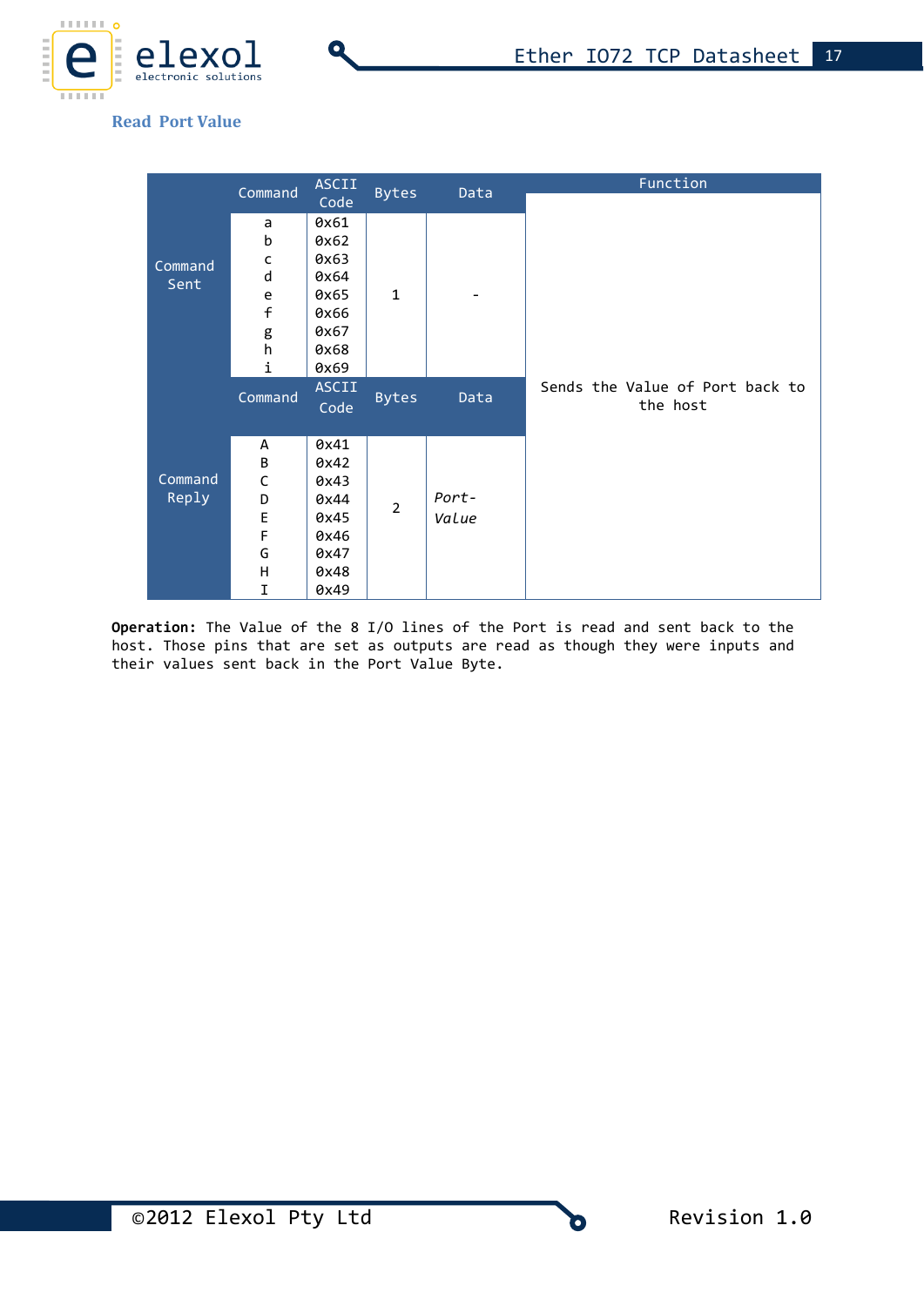### Read Port Value

| | Command | ASCII Code | Bytes | Data | Function |
|---|---|---|---|---|---|
| Command Sent | a<br>b<br>c<br>d<br>e<br>f<br>g<br>h<br>i | 0x61<br>0x62<br>0x63<br>0x64<br>0x65<br>0x66<br>0x67<br>0x68<br>0x69 | 1 | - | Sends the Value of Port back to the host |
| | Command | ASCII Code | Bytes | Data | |
| Command Reply | A<br>B<br>C<br>D<br>E<br>F<br>G<br>H<br>I | 0x41<br>0x42<br>0x43<br>0x44<br>0x45<br>0x46<br>0x47<br>0x48<br>0x49 | 2 | *Port-Value* | |

**Operation:** The Value of the 8 I/O lines of the Port is read and sent back to the host. Those pins that are set as outputs are read as though they were inputs and their values sent back in the Port Value Byte.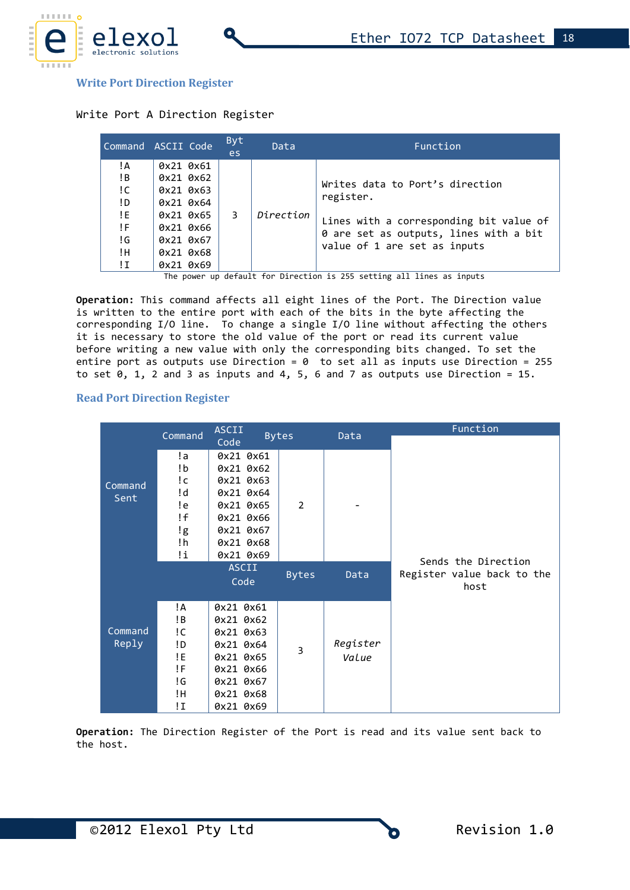## Write Port Direction Register

Write Port A Direction Register

| Command | ASCII Code | Bytes | Data | Function |
|---|---|---|---|---|
| !A<br>!B<br>!C<br>!D<br>!E<br>!F<br>!G<br>!H<br>!I | 0x21 0x61<br>0x21 0x62<br>0x21 0x63<br>0x21 0x64<br>0x21 0x65<br>0x21 0x66<br>0x21 0x67<br>0x21 0x68<br>0x21 0x69 | 3 | *Direction* | Writes data to Port's direction register.<br><br>Lines with a corresponding bit value of 0 are set as outputs, lines with a bit value of 1 are set as inputs |

The power up default for Direction is 255 setting all lines as inputs

**Operation:** This command affects all eight lines of the Port. The Direction value is written to the entire port with each of the bits in the byte affecting the corresponding I/O line. To change a single I/O line without affecting the others it is necessary to store the old value of the port or read its current value before writing a new value with only the corresponding bits changed. To set the entire port as outputs use Direction = 0 to set all as inputs use Direction = 255 to set 0, 1, 2 and 3 as inputs and 4, 5, 6 and 7 as outputs use Direction = 15.

## Read Port Direction Register

| | Command | ASCII Code | Bytes | Data | Function |
|---|---|---|---|---|---|
| Command Sent | !a<br>!b<br>!c<br>!d<br>!e<br>!f<br>!g<br>!h<br>!i | 0x21 0x61<br>0x21 0x62<br>0x21 0x63<br>0x21 0x64<br>0x21 0x65<br>0x21 0x66<br>0x21 0x67<br>0x21 0x68<br>0x21 0x69 | 2 | - | Sends the Direction Register value back to the host |
| | | ASCII Code | Bytes | Data | |
| Command Reply | !A<br>!B<br>!C<br>!D<br>!E<br>!F<br>!G<br>!H<br>!I | 0x21 0x61<br>0x21 0x62<br>0x21 0x63<br>0x21 0x64<br>0x21 0x65<br>0x21 0x66<br>0x21 0x67<br>0x21 0x68<br>0x21 0x69 | 3 | *Register Value* | |

**Operation:** The Direction Register of the Port is read and its value sent back to the host.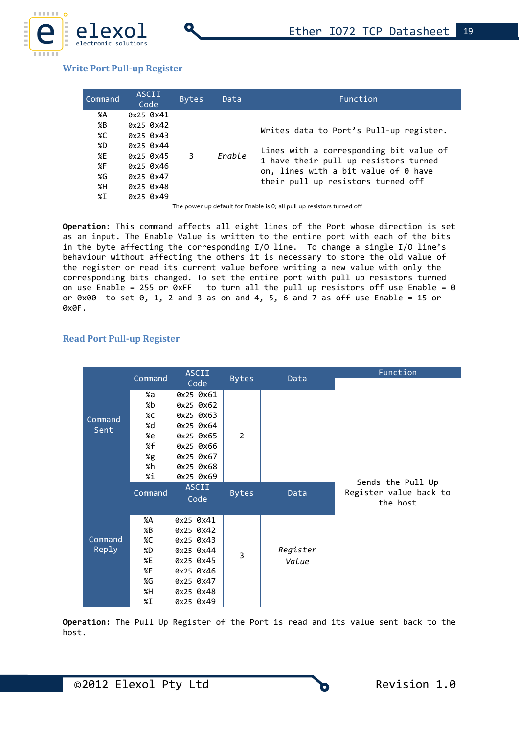## Write Port Pull-up Register

| Command | ASCII Code | Bytes | Data | Function |
|---|---|---|---|---|
| %A | 0x25 0x41 | 3 | *Enable* | Writes data to Port's Pull-up register. Lines with a corresponding bit value of 1 have their pull up resistors turned on, lines with a bit value of 0 have their pull up resistors turned off |
| %B | 0x25 0x42 | | | |
| %C | 0x25 0x43 | | | |
| %D | 0x25 0x44 | | | |
| %E | 0x25 0x45 | | | |
| %F | 0x25 0x46 | | | |
| %G | 0x25 0x47 | | | |
| %H | 0x25 0x48 | | | |
| %I | 0x25 0x49 | | | |

The power up default for Enable is 0; all pull up resistors turned off

**Operation:** This command affects all eight lines of the Port whose direction is set as an input. The Enable Value is written to the entire port with each of the bits in the byte affecting the corresponding I/O line. To change a single I/O line's behaviour without affecting the others it is necessary to store the old value of the register or read its current value before writing a new value with only the corresponding bits changed. To set the entire port with pull up resistors turned on use Enable = 255 or 0xFF to turn all the pull up resistors off use Enable = 0 or 0x00 to set 0, 1, 2 and 3 as on and 4, 5, 6 and 7 as off use Enable = 15 or 0x0F.

## Read Port Pull-up Register

| | Command | ASCII Code | Bytes | Data | Function |
|---|---|---|---|---|---|
| Command Sent | %a | 0x25 0x61 | 2 | - | Sends the Pull Up Register value back to the host |
| | %b | 0x25 0x62 | | | |
| | %c | 0x25 0x63 | | | |
| | %d | 0x25 0x64 | | | |
| | %e | 0x25 0x65 | | | |
| | %f | 0x25 0x66 | | | |
| | %g | 0x25 0x67 | | | |
| | %h | 0x25 0x68 | | | |
| | %i | 0x25 0x69 | | | |
| | **Command** | **ASCII Code** | **Bytes** | **Data** | |
| Command Reply | %A | 0x25 0x41 | 3 | *Register Value* | |
| | %B | 0x25 0x42 | | | |
| | %C | 0x25 0x43 | | | |
| | %D | 0x25 0x44 | | | |
| | %E | 0x25 0x45 | | | |
| | %F | 0x25 0x46 | | | |
| | %G | 0x25 0x47 | | | |
| | %H | 0x25 0x48 | | | |
| | %I | 0x25 0x49 | | | |

**Operation:** The Pull Up Register of the Port is read and its value sent back to the host.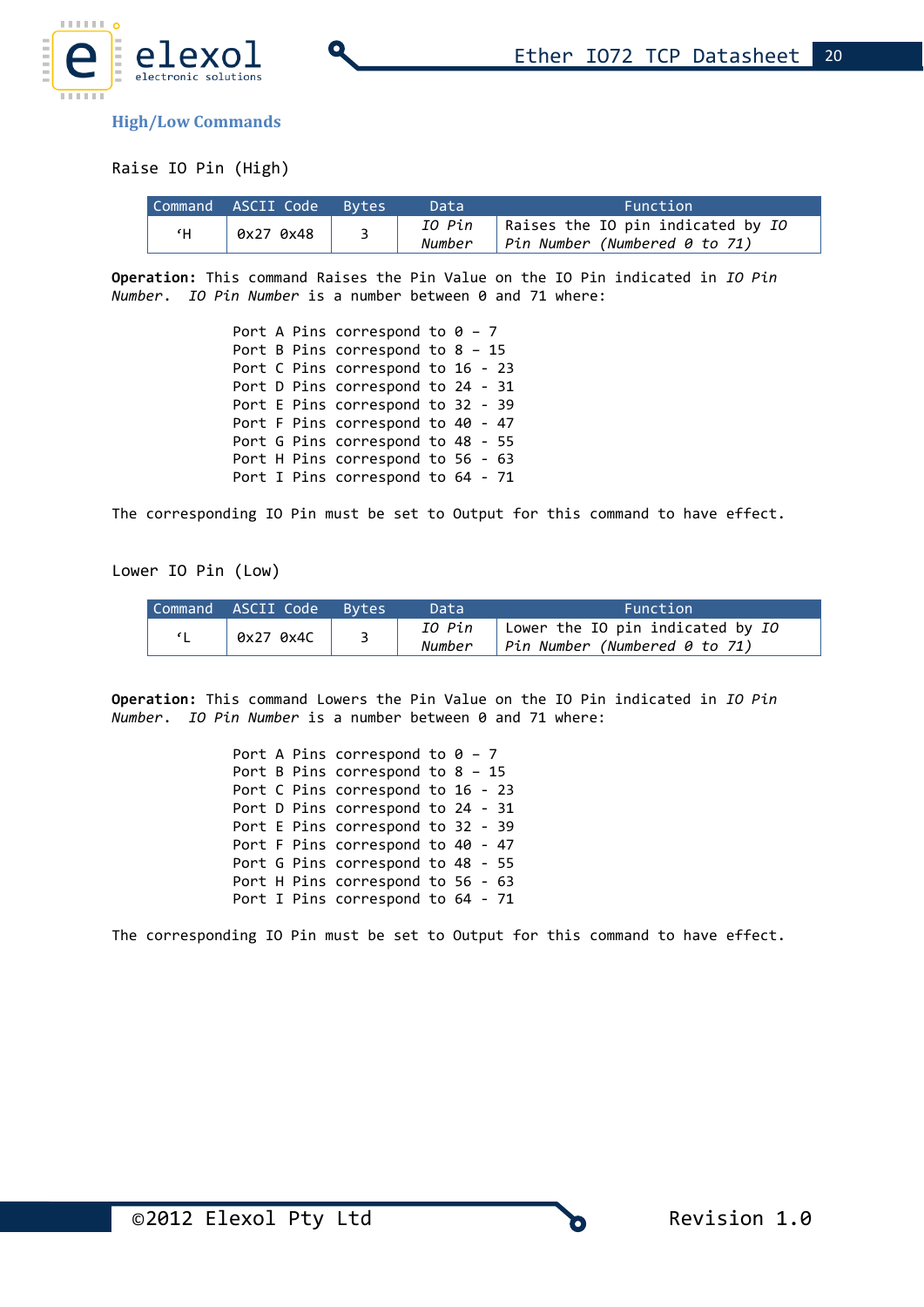## High/Low Commands

Raise IO Pin (High)

| Command | ASCII Code | Bytes | Data | Function |
|---|---|---|---|---|
| ‘H | 0x27 0x48 | 3 | *IO Pin Number* | Raises the IO pin indicated by *IO Pin Number (Numbered 0 to 71)* |

**Operation:** This command Raises the Pin Value on the IO Pin indicated in *IO Pin Number*. *IO Pin Number* is a number between 0 and 71 where:

Port A Pins correspond to 0 – 7
Port B Pins correspond to 8 – 15
Port C Pins correspond to 16 - 23
Port D Pins correspond to 24 - 31
Port E Pins correspond to 32 - 39
Port F Pins correspond to 40 - 47
Port G Pins correspond to 48 - 55
Port H Pins correspond to 56 - 63
Port I Pins correspond to 64 - 71

The corresponding IO Pin must be set to Output for this command to have effect.

Lower IO Pin (Low)

| Command | ASCII Code | Bytes | Data | Function |
|---|---|---|---|---|
| ‘L | 0x27 0x4C | 3 | *IO Pin Number* | Lower the IO pin indicated by *IO Pin Number (Numbered 0 to 71)* |

**Operation:** This command Lowers the Pin Value on the IO Pin indicated in *IO Pin Number*. *IO Pin Number* is a number between 0 and 71 where:

Port A Pins correspond to 0 – 7
Port B Pins correspond to 8 – 15
Port C Pins correspond to 16 - 23
Port D Pins correspond to 24 - 31
Port E Pins correspond to 32 - 39
Port F Pins correspond to 40 - 47
Port G Pins correspond to 48 - 55
Port H Pins correspond to 56 - 63
Port I Pins correspond to 64 - 71

The corresponding IO Pin must be set to Output for this command to have effect.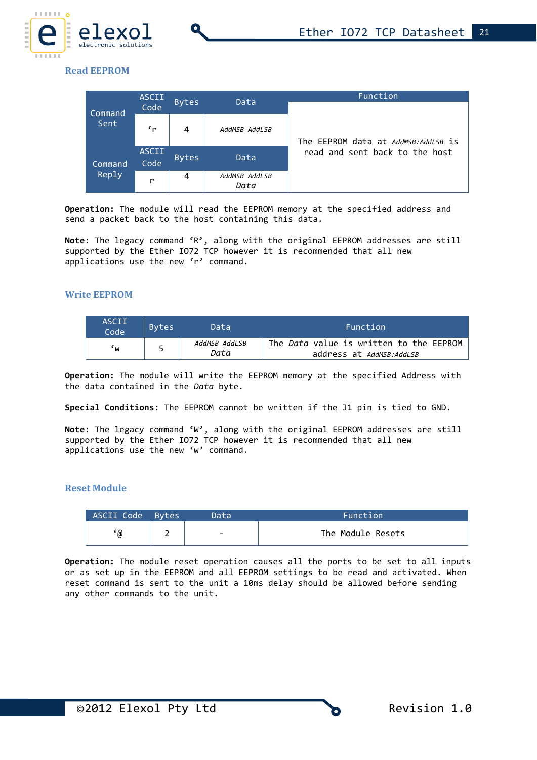## Read EEPROM

| | ASCII Code | Bytes | Data | Function |
|---|---|---|---|---|
| Command Sent | ‘r | 4 | *AddMSB AddLSB* | The EEPROM data at *AddMSB:AddLSB* is read and sent back to the host |
| | ASCII Code | Bytes | Data | |
| Command Reply | r | 4 | *AddMSB AddLSB Data* | |

**Operation:** The module will read the EEPROM memory at the specified address and send a packet back to the host containing this data.

**Note:** The legacy command ‘R’, along with the original EEPROM addresses are still supported by the Ether IO72 TCP however it is recommended that all new applications use the new ‘r’ command.

## Write EEPROM

| ASCII Code | Bytes | Data | Function |
|---|---|---|---|
| ‘w | 5 | *AddMSB AddLSB Data* | The *Data* value is written to the EEPROM address at *AddMSB:AddLSB* |

**Operation:** The module will write the EEPROM memory at the specified Address with the data contained in the *Data* byte.

**Special Conditions:** The EEPROM cannot be written if the J1 pin is tied to GND.

**Note:** The legacy command ‘W’, along with the original EEPROM addresses are still supported by the Ether IO72 TCP however it is recommended that all new applications use the new ‘w’ command.

## Reset Module

| ASCII Code | Bytes | Data | Function |
|---|---|---|---|
| ‘@ | 2 | - | The Module Resets |

**Operation:** The module reset operation causes all the ports to be set to all inputs or as set up in the EEPROM and all EEPROM settings to be read and activated. When reset command is sent to the unit a 10ms delay should be allowed before sending any other commands to the unit.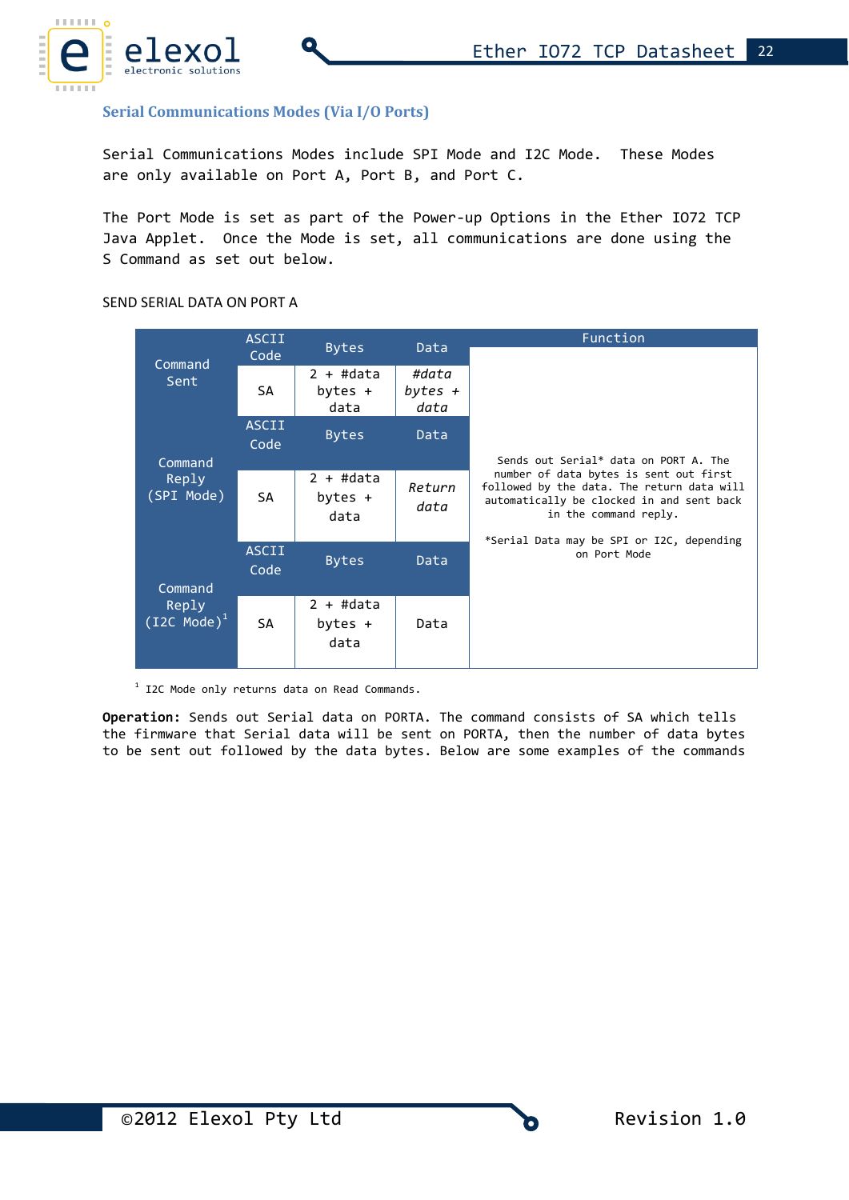## Serial Communications Modes (Via I/O Ports)

Serial Communications Modes include SPI Mode and I2C Mode. These Modes are only available on Port A, Port B, and Port C.

The Port Mode is set as part of the Power-up Options in the Ether IO72 TCP Java Applet. Once the Mode is set, all communications are done using the S Command as set out below.

SEND SERIAL DATA ON PORT A

| | ASCII Code | Bytes | Data | Function |
|---|---|---|---|---|
| Command Sent | SA | 2 + #data bytes + data | *#data bytes + data* | Sends out Serial* data on PORT A. The number of data bytes is sent out first followed by the data. The return data will automatically be clocked in and sent back in the command reply. *Serial Data may be SPI or I2C, depending on Port Mode |
| | ASCII Code | Bytes | Data | |
| Command Reply (SPI Mode) | SA | 2 + #data bytes + data | *Return data* | |
| | ASCII Code | Bytes | Data | |
| Command Reply (I2C Mode)[1] | SA | 2 + #data bytes + data | Data | |

[1] I2C Mode only returns data on Read Commands.

**Operation:** Sends out Serial data on PORTA. The command consists of SA which tells the firmware that Serial data will be sent on PORTA, then the number of data bytes to be sent out followed by the data bytes. Below are some examples of the commands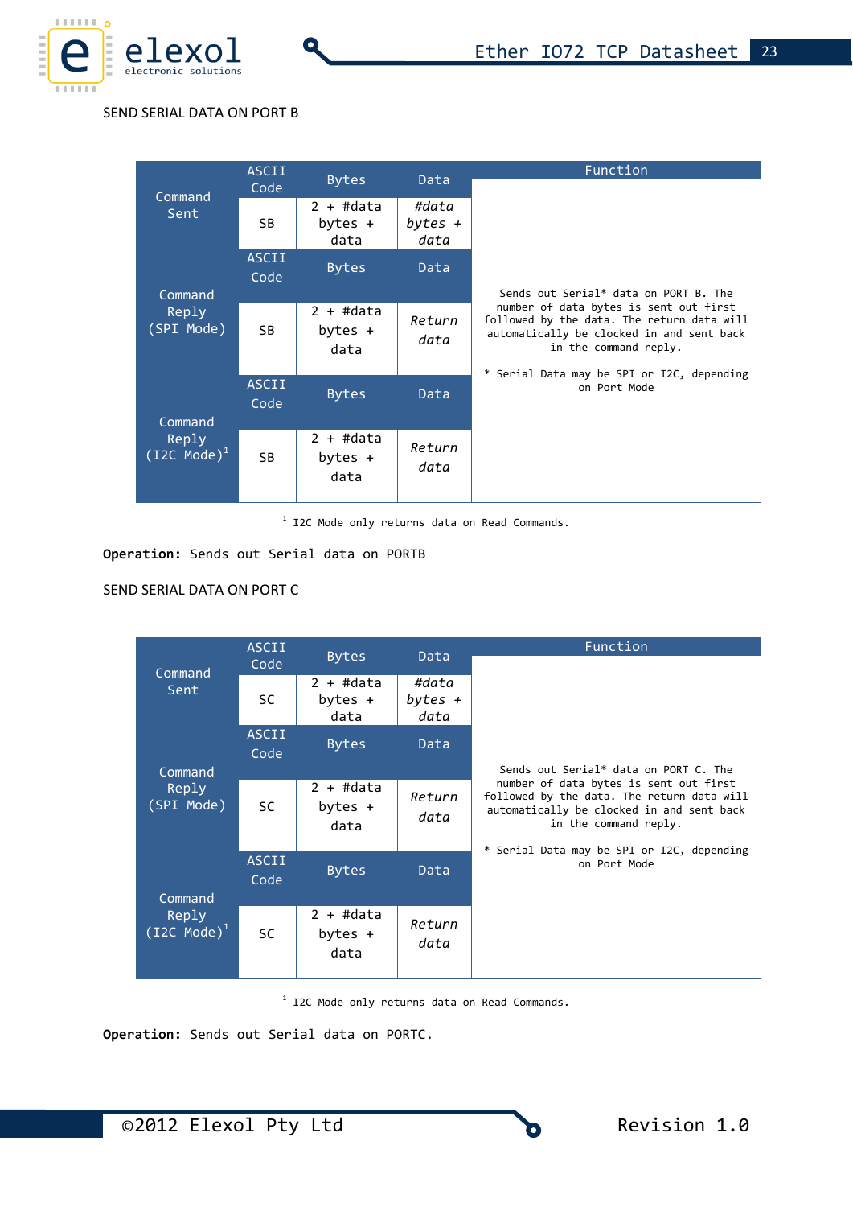SEND SERIAL DATA ON PORT B

| | ASCII Code | Bytes | Data | Function |
|---|---|---|---|---|
| Command Sent | SB | 2 + #data bytes + data | *#data bytes + data* | Sends out Serial* data on PORT B. The number of data bytes is sent out first followed by the data. The return data will automatically be clocked in and sent back in the command reply.<br><br>* Serial Data may be SPI or I2C, depending on Port Mode |
| | ASCII Code | Bytes | Data | |
| Command Reply (SPI Mode) | SB | 2 + #data bytes + data | *Return data* | |
| | ASCII Code | Bytes | Data | |
| Command Reply (I2C Mode)[1] | SB | 2 + #data bytes + data | *Return data* | |

[1] I2C Mode only returns data on Read Commands.

**Operation:** Sends out Serial data on PORTB

SEND SERIAL DATA ON PORT C

| | ASCII Code | Bytes | Data | Function |
|---|---|---|---|---|
| Command Sent | SC | 2 + #data bytes + data | *#data bytes + data* | Sends out Serial* data on PORT C. The number of data bytes is sent out first followed by the data. The return data will automatically be clocked in and sent back in the command reply.<br><br>* Serial Data may be SPI or I2C, depending on Port Mode |
| | ASCII Code | Bytes | Data | |
| Command Reply (SPI Mode) | SC | 2 + #data bytes + data | *Return data* | |
| | ASCII Code | Bytes | Data | |
| Command Reply (I2C Mode)[1] | SC | 2 + #data bytes + data | *Return data* | |

[1] I2C Mode only returns data on Read Commands.

**Operation:** Sends out Serial data on PORTC.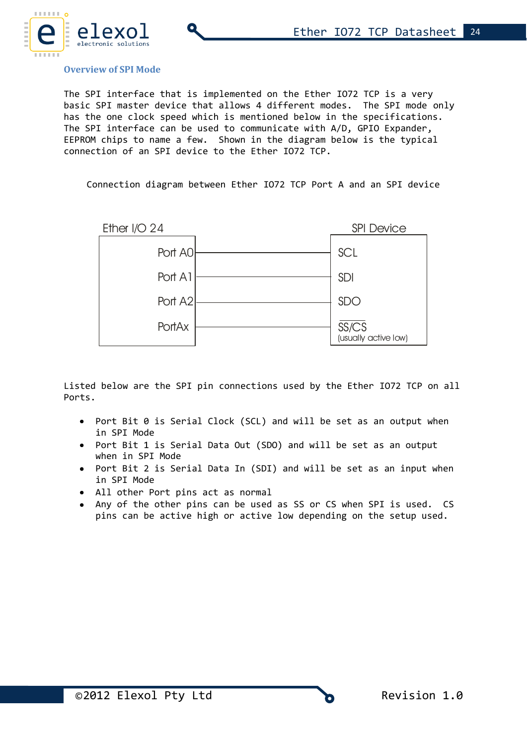## Overview of SPI Mode

The SPI interface that is implemented on the Ether IO72 TCP is a very basic SPI master device that allows 4 different modes. The SPI mode only has the one clock speed which is mentioned below in the specifications. The SPI interface can be used to communicate with A/D, GPIO Expander, EEPROM chips to name a few. Shown in the diagram below is the typical connection of an SPI device to the Ether IO72 TCP.

Connection diagram between Ether IO72 TCP Port A and an SPI device

| Ether I/O 24 | SPI Device |
| --- | --- |
| Port A0 | SCL |
| Port A1 | SDI |
| Port A2 | SDO |
| PortAx | $\overline{SS/CS}$ (usually active low) |

Listed below are the SPI pin connections used by the Ether IO72 TCP on all Ports.

- Port Bit 0 is Serial Clock (SCL) and will be set as an output when in SPI Mode
- Port Bit 1 is Serial Data Out (SDO) and will be set as an output when in SPI Mode
- Port Bit 2 is Serial Data In (SDI) and will be set as an input when in SPI Mode
- All other Port pins act as normal
- Any of the other pins can be used as SS or CS when SPI is used. CS pins can be active high or active low depending on the setup used.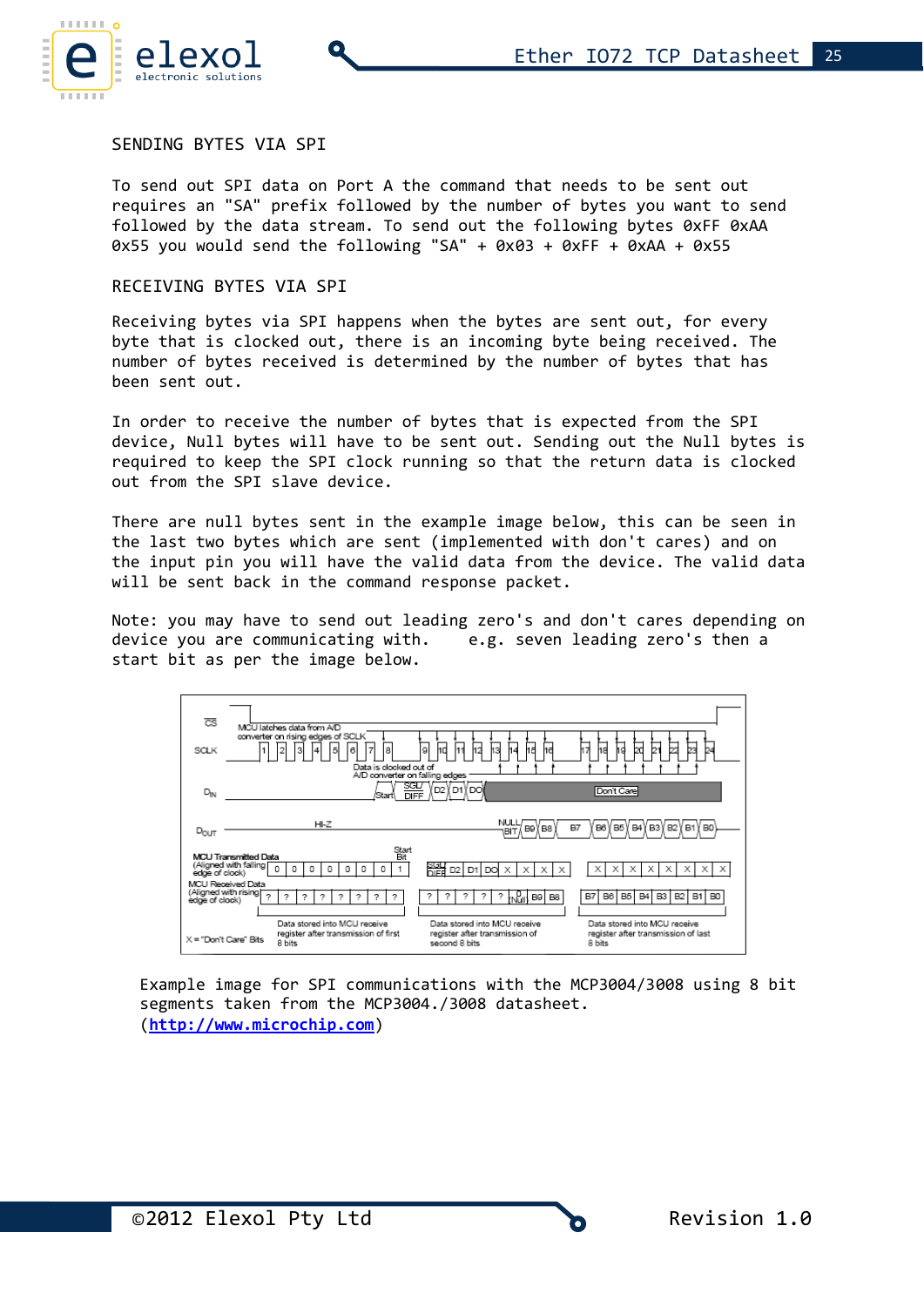## SENDING BYTES VIA SPI

To send out SPI data on Port A the command that needs to be sent out requires an "SA" prefix followed by the number of bytes you want to send followed by the data stream. To send out the following bytes 0xFF 0xAA 0x55 you would send the following "SA" + 0x03 + 0xFF + 0xAA + 0x55

## RECEIVING BYTES VIA SPI

Receiving bytes via SPI happens when the bytes are sent out, for every byte that is clocked out, there is an incoming byte being received. The number of bytes received is determined by the number of bytes that has been sent out.

In order to receive the number of bytes that is expected from the SPI device, Null bytes will have to be sent out. Sending out the Null bytes is required to keep the SPI clock running so that the return data is clocked out from the SPI slave device.

There are null bytes sent in the example image below, this can be seen in the last two bytes which are sent (implemented with don't cares) and on the input pin you will have the valid data from the device. The valid data will be sent back in the command response packet.

Note: you may have to send out leading zero's and don't cares depending on device you are communicating with. e.g. seven leading zero's then a start bit as per the image below.

Example image for SPI communications with the MCP3004/3008 using 8 bit segments taken from the MCP3004./3008 datasheet. (http://www.microchip.com)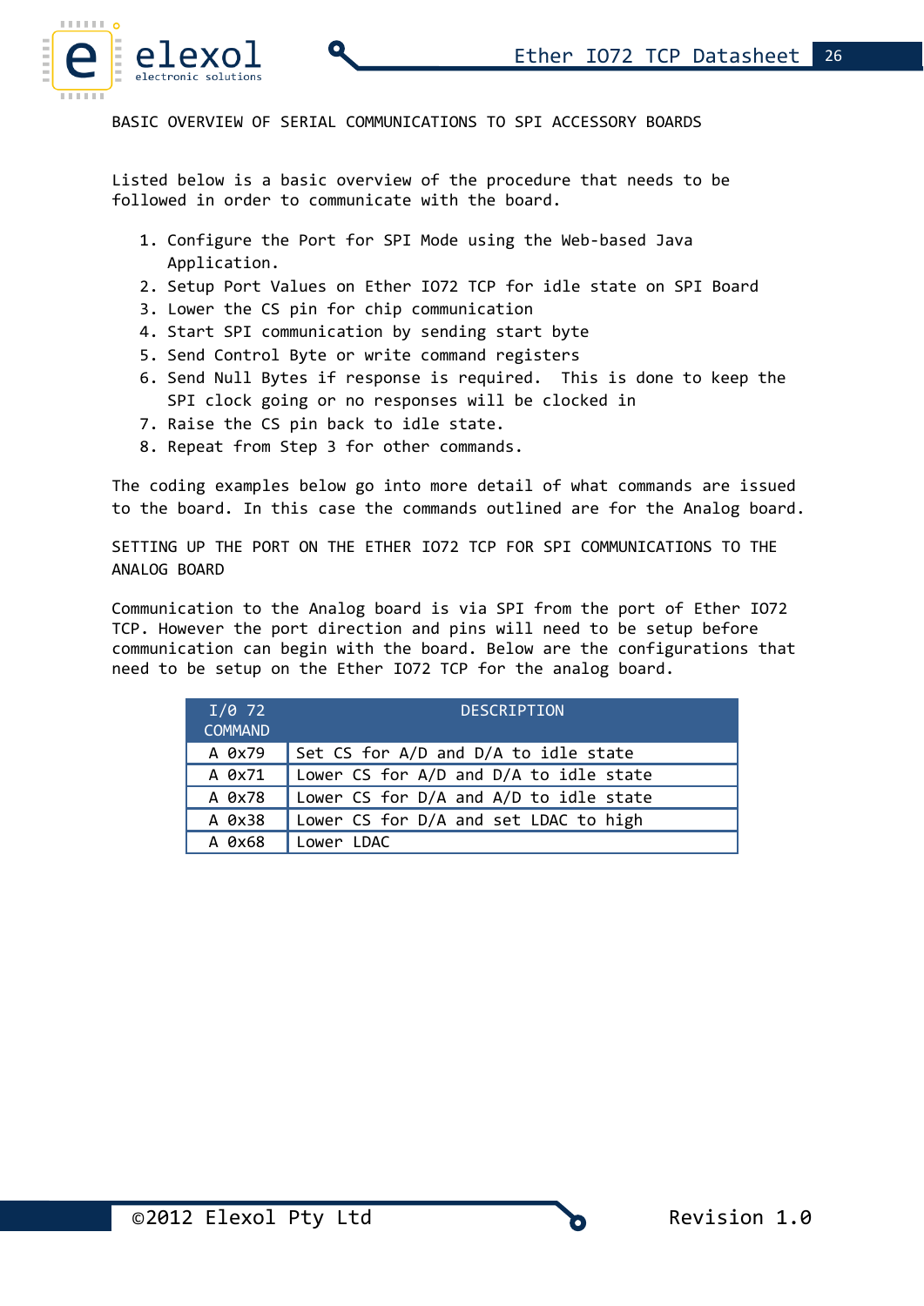## BASIC OVERVIEW OF SERIAL COMMUNICATIONS TO SPI ACCESSORY BOARDS

Listed below is a basic overview of the procedure that needs to be followed in order to communicate with the board.

1. Configure the Port for SPI Mode using the Web-based Java Application.
2. Setup Port Values on Ether IO72 TCP for idle state on SPI Board
3. Lower the CS pin for chip communication
4. Start SPI communication by sending start byte
5. Send Control Byte or write command registers
6. Send Null Bytes if response is required. This is done to keep the SPI clock going or no responses will be clocked in
7. Raise the CS pin back to idle state.
8. Repeat from Step 3 for other commands.

The coding examples below go into more detail of what commands are issued to the board. In this case the commands outlined are for the Analog board.

## SETTING UP THE PORT ON THE ETHER IO72 TCP FOR SPI COMMUNICATIONS TO THE ANALOG BOARD

Communication to the Analog board is via SPI from the port of Ether IO72 TCP. However the port direction and pins will need to be setup before communication can begin with the board. Below are the configurations that need to be setup on the Ether IO72 TCP for the analog board.

| I/0 72 COMMAND | DESCRIPTION |
|---|---|
| A 0x79 | Set CS for A/D and D/A to idle state |
| A 0x71 | Lower CS for A/D and D/A to idle state |
| A 0x78 | Lower CS for D/A and A/D to idle state |
| A 0x38 | Lower CS for D/A and set LDAC to high |
| A 0x68 | Lower LDAC |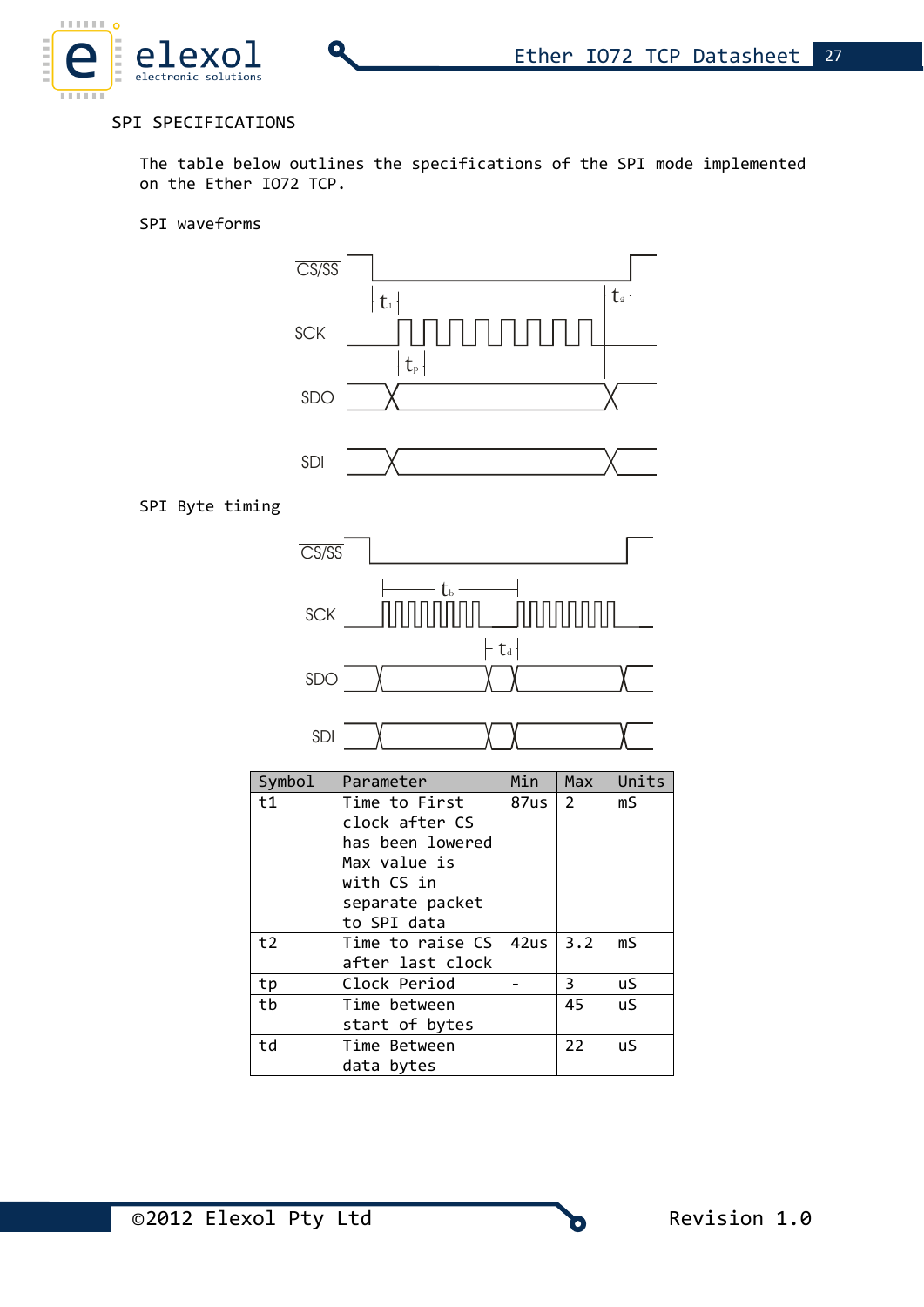SPI SPECIFICATIONS

The table below outlines the specifications of the SPI mode implemented on the Ether IO72 TCP.

SPI waveforms

SPI Byte timing

| Symbol | Parameter | Min | Max | Units |
|---|---|---|---|---|
| t1 | Time to First clock after CS has been lowered Max value is with CS in separate packet to SPI data | 87us | 2 | mS |
| t2 | Time to raise CS after last clock | 42us | 3.2 | mS |
| tp | Clock Period | - | 3 | uS |
| tb | Time between start of bytes | | 45 | uS |
| td | Time Between data bytes | | 22 | uS |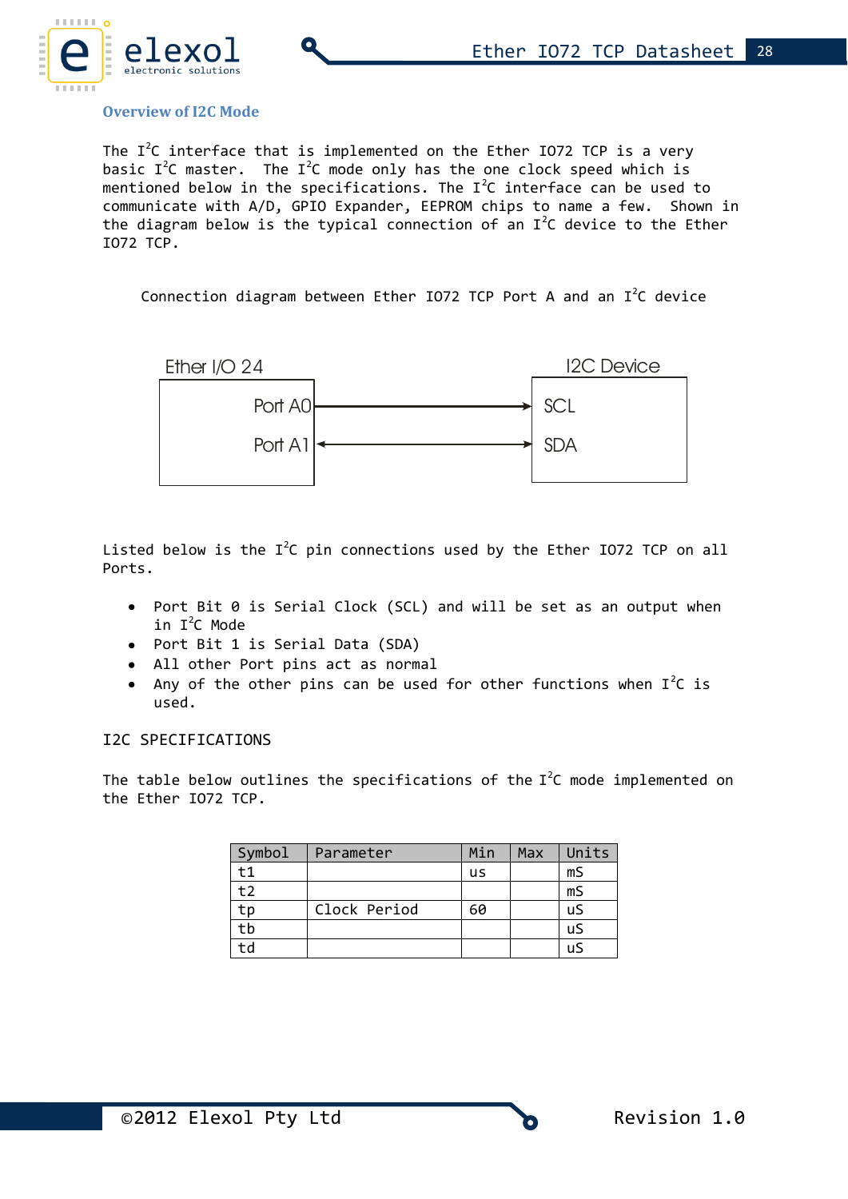## Overview of I2C Mode

The $I^2C$ interface that is implemented on the Ether IO72 TCP is a very basic $I^2C$ master. The $I^2C$ mode only has the one clock speed which is mentioned below in the specifications. The $I^2C$ interface can be used to communicate with A/D, GPIO Expander, EEPROM chips to name a few. Shown in the diagram below is the typical connection of an $I^2C$ device to the Ether IO72 TCP.

Connection diagram between Ether IO72 TCP Port A and an $I^2C$ device

Ether I/O 24 — I2C Device

Port A0 → SCL

Port A1 ↔ SDA

Listed below is the $I^2C$ pin connections used by the Ether IO72 TCP on all Ports.

- Port Bit 0 is Serial Clock (SCL) and will be set as an output when in $I^2C$ Mode
- Port Bit 1 is Serial Data (SDA)
- All other Port pins act as normal
- Any of the other pins can be used for other functions when $I^2C$ is used.

I2C SPECIFICATIONS

The table below outlines the specifications of the $I^2C$ mode implemented on the Ether IO72 TCP.

| Symbol | Parameter | Min | Max | Units |
|---|---|---|---|---|
| t1 | | us | | mS |
| t2 | | | | mS |
| tp | Clock Period | 60 | | uS |
| tb | | | | uS |
| td | | | | uS |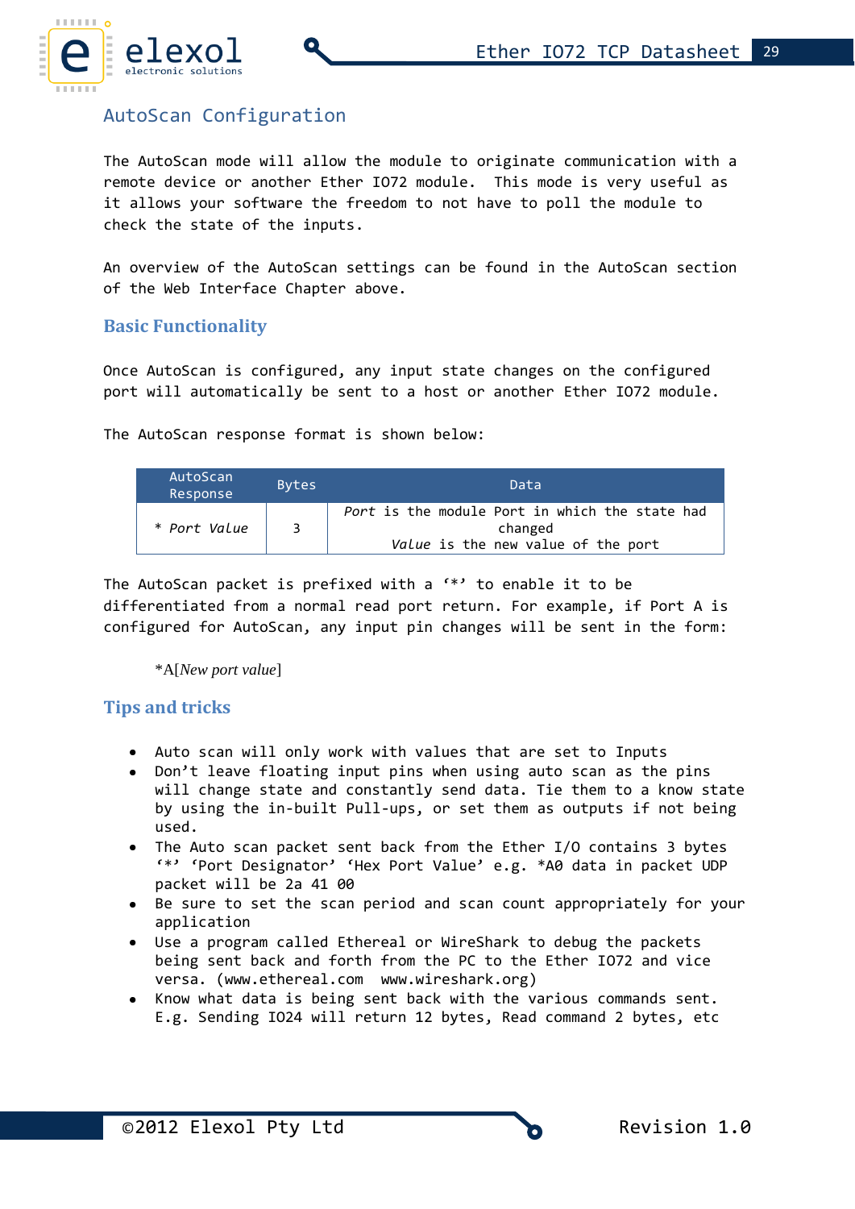## AutoScan Configuration

The AutoScan mode will allow the module to originate communication with a remote device or another Ether IO72 module. This mode is very useful as it allows your software the freedom to not have to poll the module to check the state of the inputs.

An overview of the AutoScan settings can be found in the AutoScan section of the Web Interface Chapter above.

### Basic Functionality

Once AutoScan is configured, any input state changes on the configured port will automatically be sent to a host or another Ether IO72 module.

The AutoScan response format is shown below:

| AutoScan Response | Bytes | Data |
|---|---|---|
| * *Port Value* | 3 | *Port* is the module Port in which the state had changed<br>*Value* is the new value of the port |

The AutoScan packet is prefixed with a '*' to enable it to be differentiated from a normal read port return. For example, if Port A is configured for AutoScan, any input pin changes will be sent in the form:

*A[*New port value*]

### Tips and tricks

- Auto scan will only work with values that are set to Inputs
- Don't leave floating input pins when using auto scan as the pins will change state and constantly send data. Tie them to a know state by using the in-built Pull-ups, or set them as outputs if not being used.
- The Auto scan packet sent back from the Ether I/O contains 3 bytes '*' 'Port Designator' 'Hex Port Value' e.g. *A0 data in packet UDP packet will be 2a 41 00
- Be sure to set the scan period and scan count appropriately for your application
- Use a program called Ethereal or WireShark to debug the packets being sent back and forth from the PC to the Ether IO72 and vice versa. (www.ethereal.com www.wireshark.org)
- Know what data is being sent back with the various commands sent. E.g. Sending IO24 will return 12 bytes, Read command 2 bytes, etc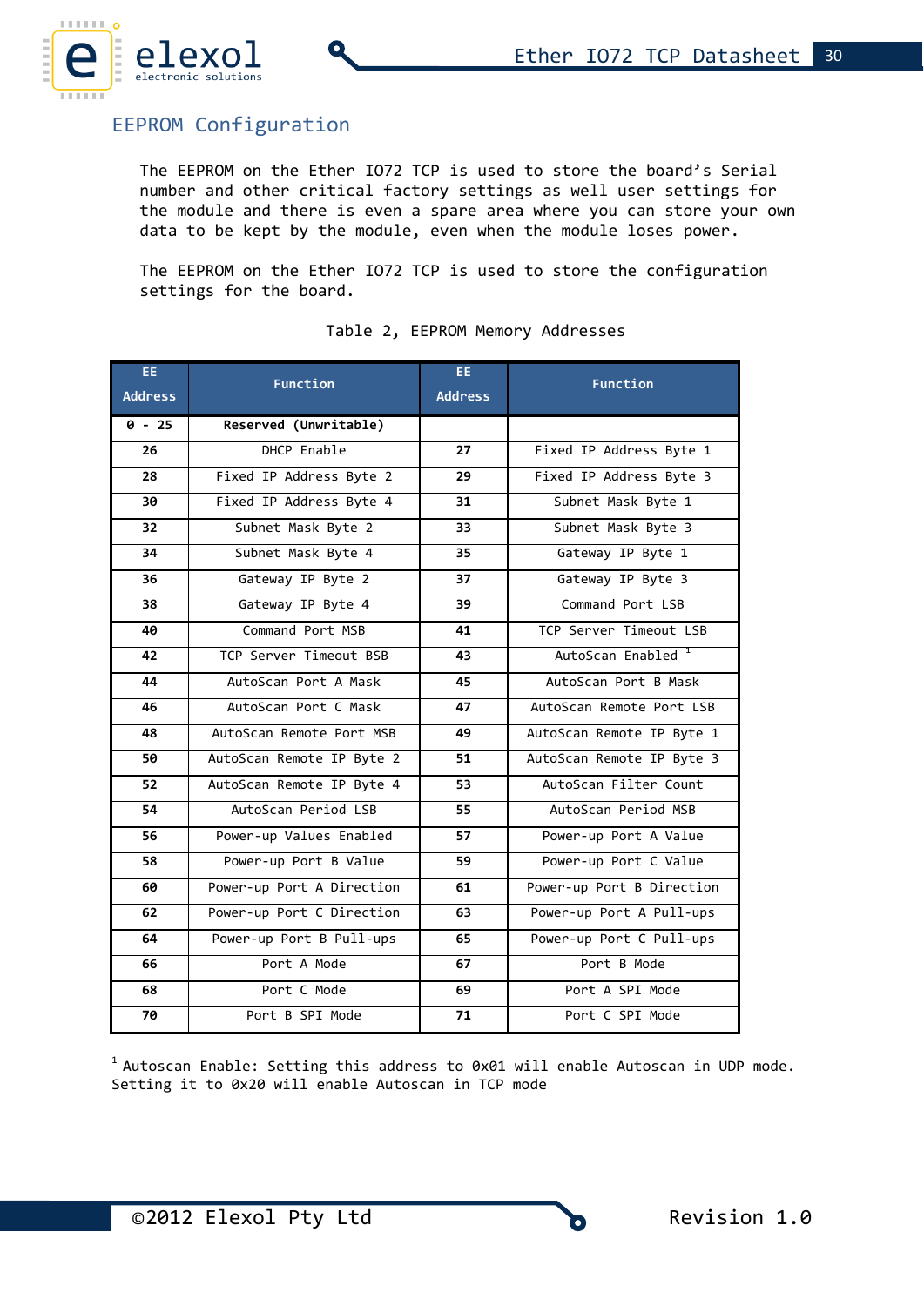## EEPROM Configuration

The EEPROM on the Ether IO72 TCP is used to store the board's Serial number and other critical factory settings as well user settings for the module and there is even a spare area where you can store your own data to be kept by the module, even when the module loses power.

The EEPROM on the Ether IO72 TCP is used to store the configuration settings for the board.

Table 2, EEPROM Memory Addresses

| EE Address | Function | EE Address | Function |
|---|---|---|---|
| **0 - 25** | **Reserved (Unwritable)** | | |
| **26** | DHCP Enable | **27** | Fixed IP Address Byte 1 |
| **28** | Fixed IP Address Byte 2 | **29** | Fixed IP Address Byte 3 |
| **30** | Fixed IP Address Byte 4 | **31** | Subnet Mask Byte 1 |
| **32** | Subnet Mask Byte 2 | **33** | Subnet Mask Byte 3 |
| **34** | Subnet Mask Byte 4 | **35** | Gateway IP Byte 1 |
| **36** | Gateway IP Byte 2 | **37** | Gateway IP Byte 3 |
| **38** | Gateway IP Byte 4 | **39** | Command Port LSB |
| **40** | Command Port MSB | **41** | TCP Server Timeout LSB |
| **42** | TCP Server Timeout BSB | **43** | AutoScan Enabled [1] |
| **44** | AutoScan Port A Mask | **45** | AutoScan Port B Mask |
| **46** | AutoScan Port C Mask | **47** | AutoScan Remote Port LSB |
| **48** | AutoScan Remote Port MSB | **49** | AutoScan Remote IP Byte 1 |
| **50** | AutoScan Remote IP Byte 2 | **51** | AutoScan Remote IP Byte 3 |
| **52** | AutoScan Remote IP Byte 4 | **53** | AutoScan Filter Count |
| **54** | AutoScan Period LSB | **55** | AutoScan Period MSB |
| **56** | Power-up Values Enabled | **57** | Power-up Port A Value |
| **58** | Power-up Port B Value | **59** | Power-up Port C Value |
| **60** | Power-up Port A Direction | **61** | Power-up Port B Direction |
| **62** | Power-up Port C Direction | **63** | Power-up Port A Pull-ups |
| **64** | Power-up Port B Pull-ups | **65** | Power-up Port C Pull-ups |
| **66** | Port A Mode | **67** | Port B Mode |
| **68** | Port C Mode | **69** | Port A SPI Mode |
| **70** | Port B SPI Mode | **71** | Port C SPI Mode |

[1] Autoscan Enable: Setting this address to 0x01 will enable Autoscan in UDP mode. Setting it to 0x20 will enable Autoscan in TCP mode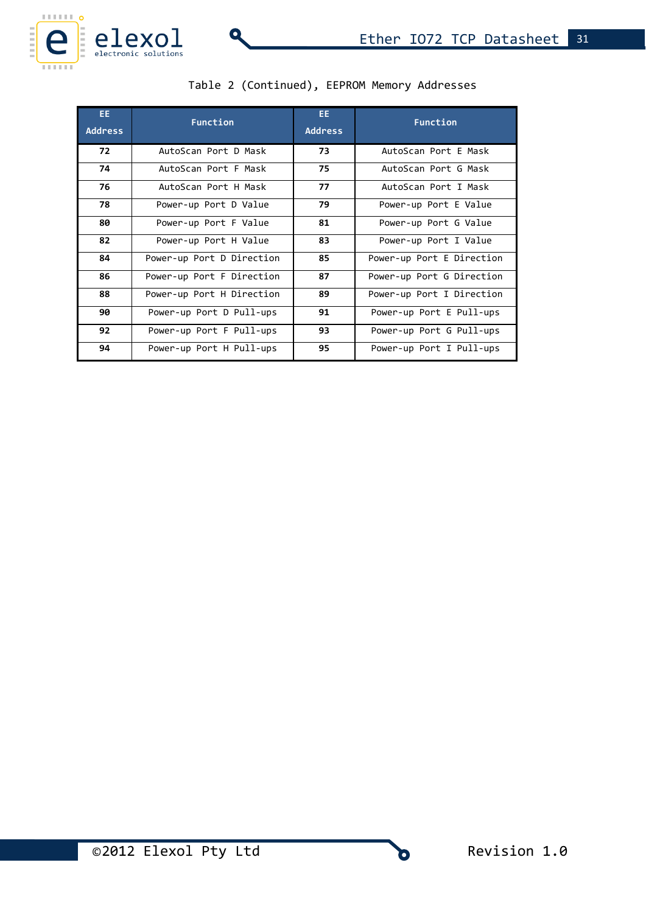Table 2 (Continued), EEPROM Memory Addresses

| EE Address | Function | EE Address | Function |
|---|---|---|---|
| 72 | AutoScan Port D Mask | 73 | AutoScan Port E Mask |
| 74 | AutoScan Port F Mask | 75 | AutoScan Port G Mask |
| 76 | AutoScan Port H Mask | 77 | AutoScan Port I Mask |
| 78 | Power-up Port D Value | 79 | Power-up Port E Value |
| 80 | Power-up Port F Value | 81 | Power-up Port G Value |
| 82 | Power-up Port H Value | 83 | Power-up Port I Value |
| 84 | Power-up Port D Direction | 85 | Power-up Port E Direction |
| 86 | Power-up Port F Direction | 87 | Power-up Port G Direction |
| 88 | Power-up Port H Direction | 89 | Power-up Port I Direction |
| 90 | Power-up Port D Pull-ups | 91 | Power-up Port E Pull-ups |
| 92 | Power-up Port F Pull-ups | 93 | Power-up Port G Pull-ups |
| 94 | Power-up Port H Pull-ups | 95 | Power-up Port I Pull-ups |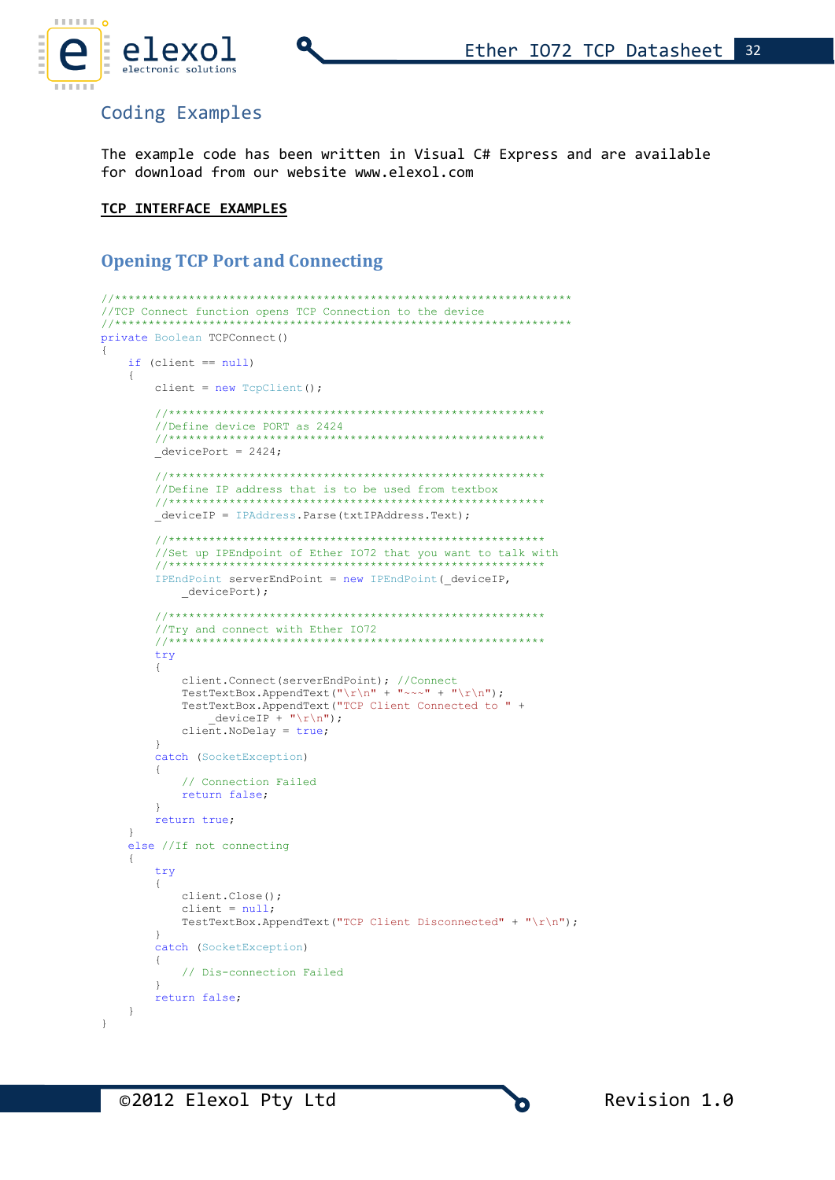## Coding Examples

The example code has been written in Visual C# Express and are available for download from our website www.elexol.com

**TCP INTERFACE EXAMPLES**

### Opening TCP Port and Connecting

```
//**********************************************************************
//TCP Connect function opens TCP Connection to the device
//**********************************************************************
private Boolean TCPConnect()
{
    if (client == null)
    {
        client = new TcpClient();

        //**********************************************************
        //Define device PORT as 2424
        //**********************************************************
        _devicePort = 2424;

        //**********************************************************
        //Define IP address that is to be used from textbox
        //**********************************************************
        _deviceIP = IPAddress.Parse(txtIPAddress.Text);

        //**********************************************************
        //Set up IPEndpoint of Ether IO72 that you want to talk with
        //**********************************************************
        IPEndPoint serverEndPoint = new IPEndPoint(_deviceIP,
            _devicePort);

        //**********************************************************
        //Try and connect with Ether IO72
        //**********************************************************
        try
        {
            client.Connect(serverEndPoint); //Connect
            TestTextBox.AppendText("\r\n" + "~~~" + "\r\n");
            TestTextBox.AppendText("TCP Client Connected to " +
                _deviceIP + "\r\n");
            client.NoDelay = true;
        }
        catch (SocketException)
        {
            // Connection Failed
            return false;
        }
        return true;
    }
    else //If not connecting
    {
        try
        {
            client.Close();
            client = null;
            TestTextBox.AppendText("TCP Client Disconnected" + "\r\n");
        }
        catch (SocketException)
        {
            // Dis-connection Failed
        }
        return false;
    }
}
```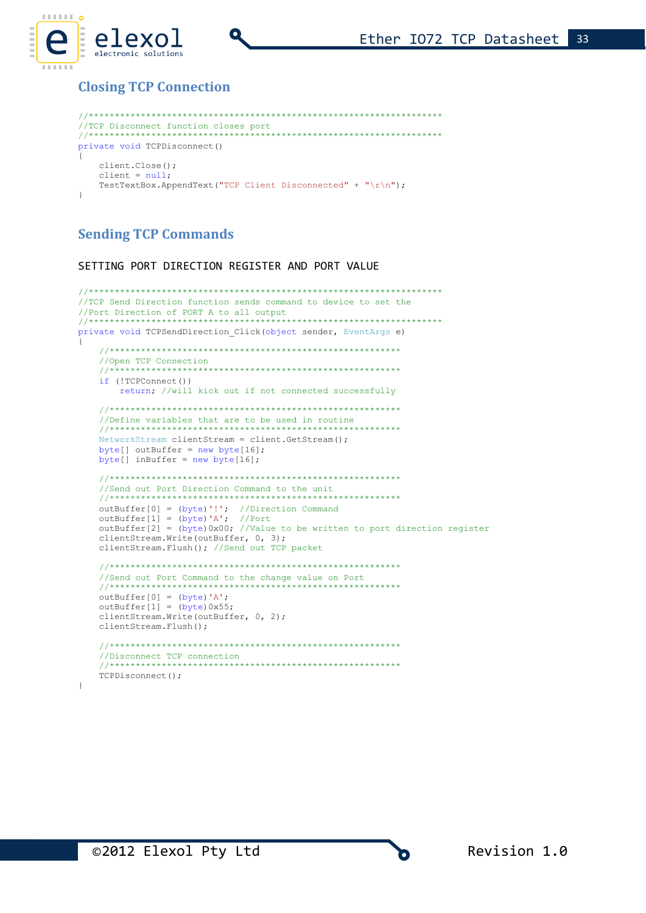## Closing TCP Connection

```
//**********************************************************************
//TCP Disconnect function closes port
//**********************************************************************
private void TCPDisconnect()
{
    client.Close();
    client = null;
    TestTextBox.AppendText("TCP Client Disconnected" + "\r\n");
}
```

## Sending TCP Commands

SETTING PORT DIRECTION REGISTER AND PORT VALUE

```
//**********************************************************************
//TCP Send Direction function sends command to device to set the
//Port Direction of PORT A to all output
//**********************************************************************
private void TCPSendDirection_Click(object sender, EventArgs e)
{
    //**********************************************************
    //Open TCP Connection
    //**********************************************************
    if (!TCPConnect())
        return; //will kick out if not connected successfully

    //**********************************************************
    //Define variables that are to be used in routine
    //**********************************************************
    NetworkStream clientStream = client.GetStream();
    byte[] outBuffer = new byte[16];
    byte[] inBuffer = new byte[16];

    //**********************************************************
    //Send out Port Direction Command to the unit
    //**********************************************************
    outBuffer[0] = (byte)'!';  //Direction Command
    outBuffer[1] = (byte)'A';  //Port
    outBuffer[2] = (byte)0x00; //Value to be written to port direction register
    clientStream.Write(outBuffer, 0, 3);
    clientStream.Flush(); //Send out TCP packet

    //**********************************************************
    //Send out Port Command to the change value on Port
    //**********************************************************
    outBuffer[0] = (byte)'A';
    outBuffer[1] = (byte)0x55;
    clientStream.Write(outBuffer, 0, 2);
    clientStream.Flush();

    //**********************************************************
    //Disconnect TCP connection
    //**********************************************************
    TCPDisconnect();
}
```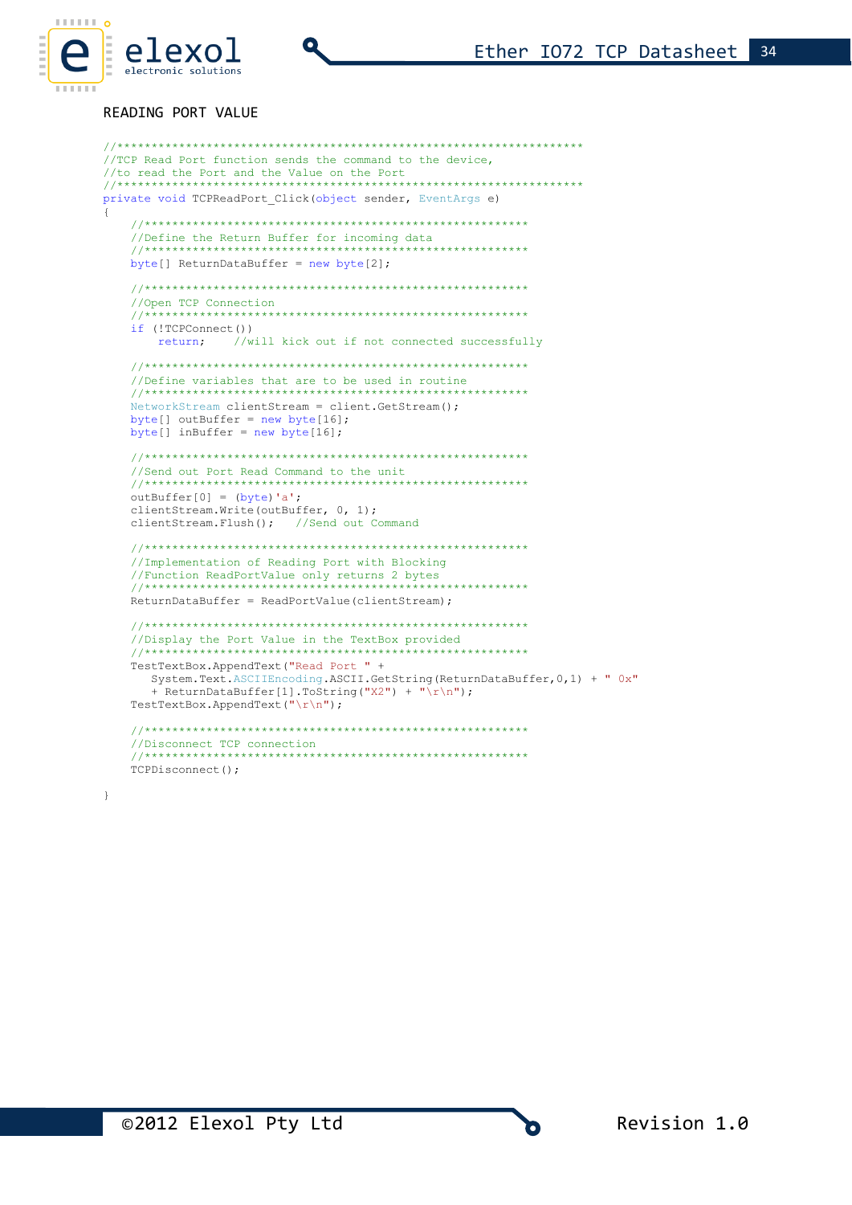READING PORT VALUE

```
//***********************************************************************
//TCP Read Port function sends the command to the device,
//to read the Port and the Value on the Port
//***********************************************************************
private void TCPReadPort_Click(object sender, EventArgs e)
{
    //**********************************************************
    //Define the Return Buffer for incoming data
    //**********************************************************
    byte[] ReturnDataBuffer = new byte[2];

    //**********************************************************
    //Open TCP Connection
    //**********************************************************
    if (!TCPConnect())
        return;    //will kick out if not connected successfully

    //**********************************************************
    //Define variables that are to be used in routine
    //**********************************************************
    NetworkStream clientStream = client.GetStream();
    byte[] outBuffer = new byte[16];
    byte[] inBuffer = new byte[16];

    //**********************************************************
    //Send out Port Read Command to the unit
    //**********************************************************
    outBuffer[0] = (byte)'a';
    clientStream.Write(outBuffer, 0, 1);
    clientStream.Flush();   //Send out Command

    //**********************************************************
    //Implementation of Reading Port with Blocking
    //Function ReadPortValue only returns 2 bytes
    //**********************************************************
    ReturnDataBuffer = ReadPortValue(clientStream);

    //**********************************************************
    //Display the Port Value in the TextBox provided
    //**********************************************************
    TestTextBox.AppendText("Read Port " +
       System.Text.ASCIIEncoding.ASCII.GetString(ReturnDataBuffer,0,1) + " 0x"
       + ReturnDataBuffer[1].ToString("X2") + "\r\n");
    TestTextBox.AppendText("\r\n");

    //**********************************************************
    //Disconnect TCP connection
    //**********************************************************
    TCPDisconnect();

}
```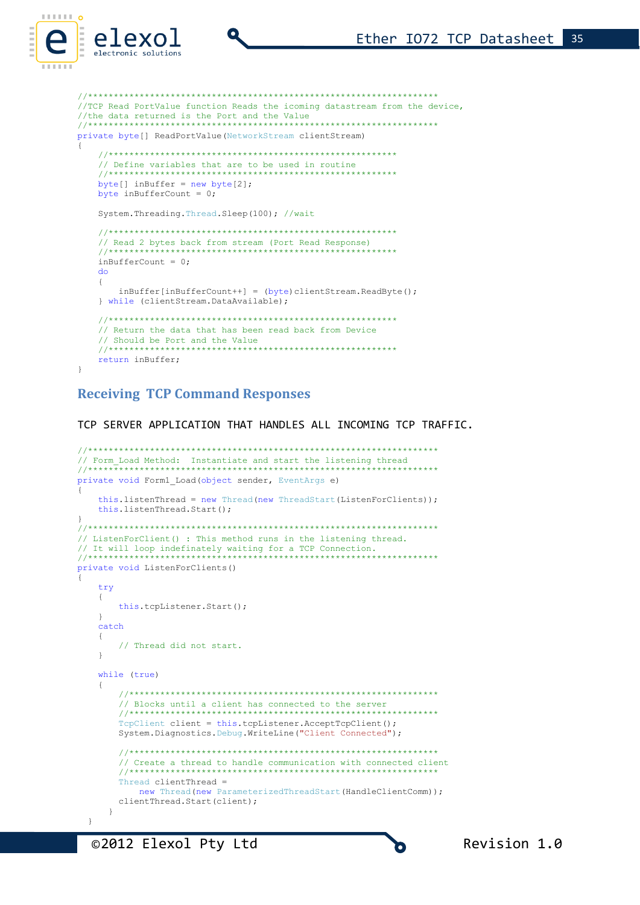```
//**********************************************************************
//TCP Read PortValue function Reads the icoming datastream from the device,
//the data returned is the Port and the Value
//**********************************************************************
private byte[] ReadPortValue(NetworkStream clientStream)
{
    //**********************************************************
    // Define variables that are to be used in routine
    //**********************************************************
    byte[] inBuffer = new byte[2];
    byte inBufferCount = 0;

    System.Threading.Thread.Sleep(100); //wait

    //**********************************************************
    // Read 2 bytes back from stream (Port Read Response)
    //**********************************************************
    inBufferCount = 0;
    do
    {
        inBuffer[inBufferCount++] = (byte)clientStream.ReadByte();
    } while (clientStream.DataAvailable);

    //**********************************************************
    // Return the data that has been read back from Device
    // Should be Port and the Value
    //**********************************************************
    return inBuffer;
}
```

## Receiving TCP Command Responses

TCP SERVER APPLICATION THAT HANDLES ALL INCOMING TCP TRAFFIC.

```
//**********************************************************************
// Form_Load Method:  Instantiate and start the listening thread
//**********************************************************************
private void Form1_Load(object sender, EventArgs e)
{
    this.listenThread = new Thread(new ThreadStart(ListenForClients));
    this.listenThread.Start();
}
//**********************************************************************
// ListenForClient() : This method runs in the listening thread.
// It will loop indefinately waiting for a TCP Connection.
//**********************************************************************
private void ListenForClients()
{
    try
    {
        this.tcpListener.Start();
    }
    catch
    {
        // Thread did not start.
    }

    while (true)
    {
        //**************************************************************
        // Blocks until a client has connected to the server
        //**************************************************************
        TcpClient client = this.tcpListener.AcceptTcpClient();
        System.Diagnostics.Debug.WriteLine("Client Connected");

        //**************************************************************
        // Create a thread to handle communication with connected client
        //**************************************************************
        Thread clientThread =
            new Thread(new ParameterizedThreadStart(HandleClientComm));
        clientThread.Start(client);
      }
  }
```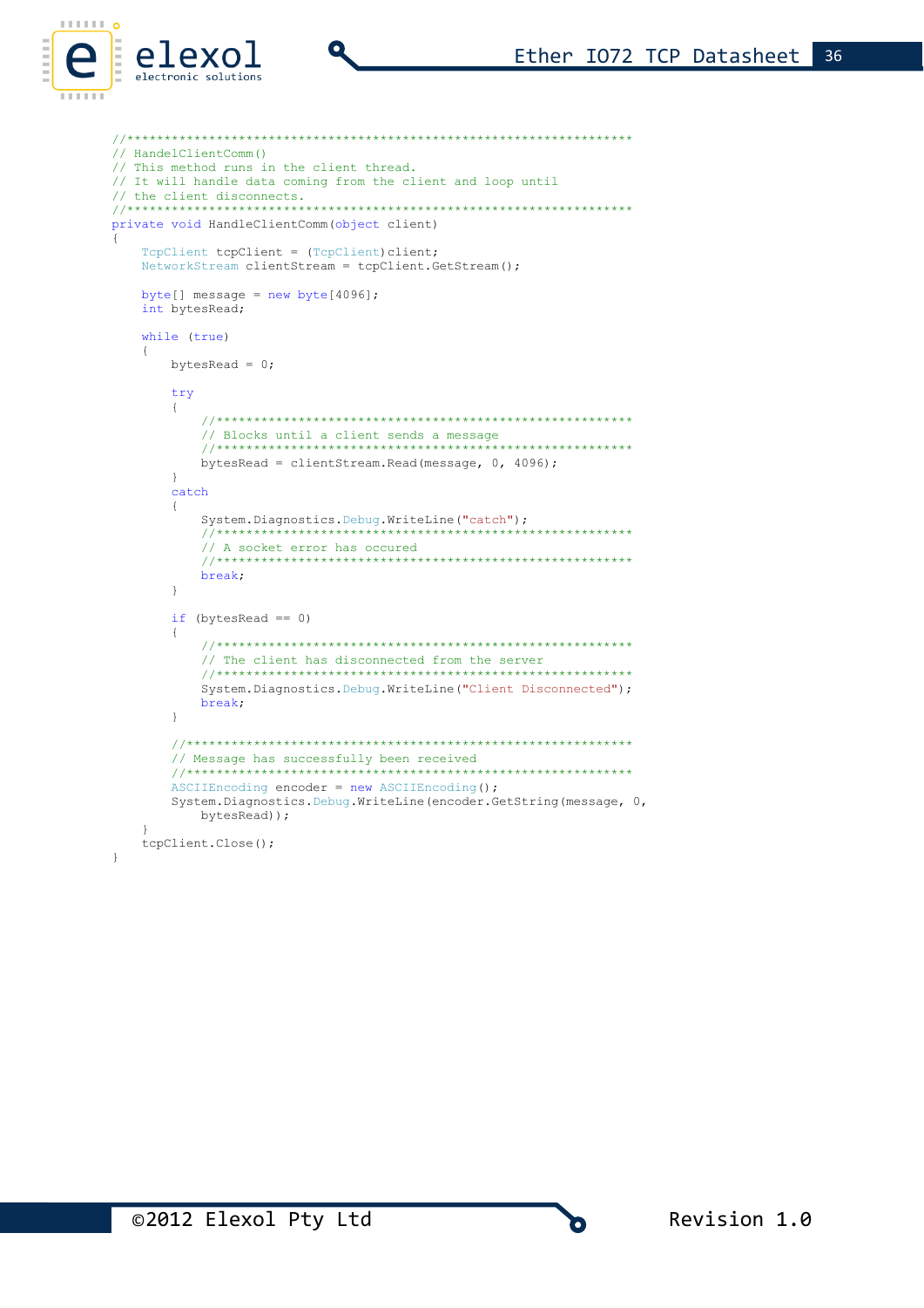```
//**********************************************************************
// HandelClientComm()
// This method runs in the client thread.
// It will handle data coming from the client and loop until
// the client disconnects.
//**********************************************************************
private void HandleClientComm(object client)
{
    TcpClient tcpClient = (TcpClient)client;
    NetworkStream clientStream = tcpClient.GetStream();

    byte[] message = new byte[4096];
    int bytesRead;

    while (true)
    {
        bytesRead = 0;

        try
        {
            //**************************************************************
            // Blocks until a client sends a message
            //**************************************************************
            bytesRead = clientStream.Read(message, 0, 4096);
        }
        catch
        {
            System.Diagnostics.Debug.WriteLine("catch");
            //**************************************************************
            // A socket error has occured
            //**************************************************************
            break;
        }

        if (bytesRead == 0)
        {
            //**************************************************************
            // The client has disconnected from the server
            //**************************************************************
            System.Diagnostics.Debug.WriteLine("Client Disconnected");
            break;
        }

        //******************************************************************
        // Message has successfully been received
        //******************************************************************
        ASCIIEncoding encoder = new ASCIIEncoding();
        System.Diagnostics.Debug.WriteLine(encoder.GetString(message, 0,
            bytesRead));
    }
    tcpClient.Close();
}
```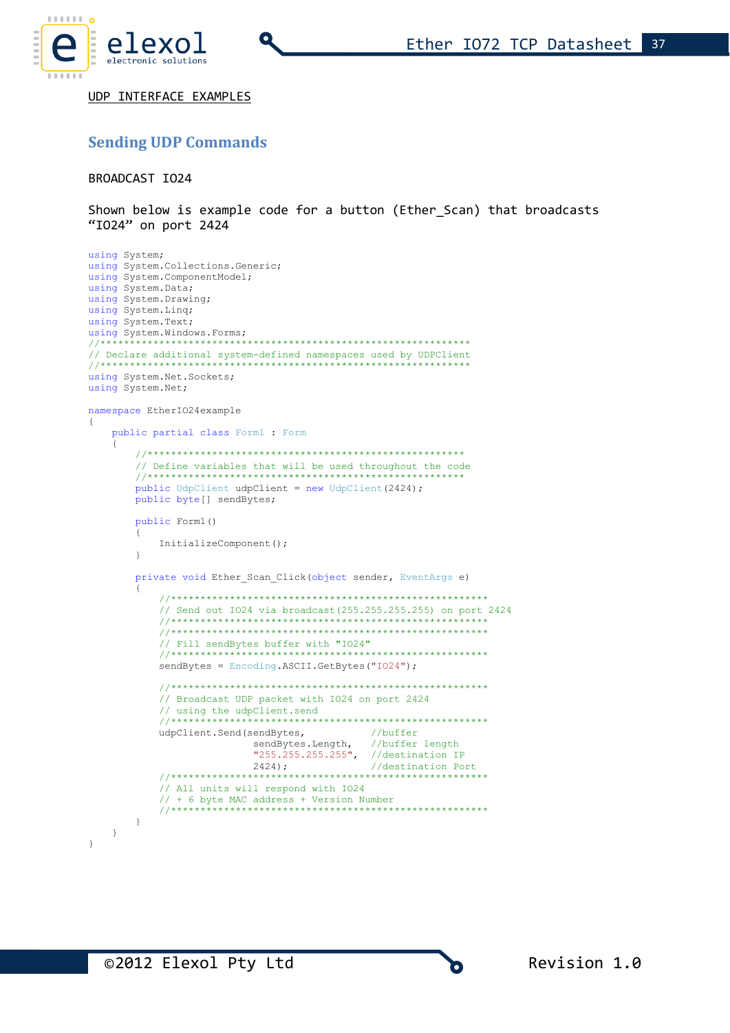UDP INTERFACE EXAMPLES

## Sending UDP Commands

BROADCAST IO24

Shown below is example code for a button (Ether_Scan) that broadcasts "IO24" on port 2424

```
using System;
using System.Collections.Generic;
using System.ComponentModel;
using System.Data;
using System.Drawing;
using System.Linq;
using System.Text;
using System.Windows.Forms;
//*****************************************************************
// Declare additional system-defined namespaces used by UDPClient
//*****************************************************************
using System.Net.Sockets;
using System.Net;

namespace EtherIO24example
{
    public partial class Form1 : Form
    {
        //*******************************************************
        // Define variables that will be used throughout the code
        //*******************************************************
        public UdpClient udpClient = new UdpClient(2424);
        public byte[] sendBytes;

        public Form1()
        {
            InitializeComponent();
        }

        private void Ether_Scan_Click(object sender, EventArgs e)
        {
            //*******************************************************
            // Send out IO24 via broadcast(255.255.255.255) on port 2424
            //*******************************************************
            //*******************************************************
            // Fill sendBytes buffer with "IO24"
            //*******************************************************
            sendBytes = Encoding.ASCII.GetBytes("IO24");

            //*******************************************************
            // Broadcast UDP packet with IO24 on port 2424
            // using the udpClient.send
            //*******************************************************
            udpClient.Send(sendBytes,           //buffer
                           sendBytes.Length,    //buffer length
                           "255.255.255.255",   //destination IP
                           2424);               //destination Port
            //*******************************************************
            // All units will respond with IO24
            // + 6 byte MAC address + Version Number
            //*******************************************************
        }
    }
}
```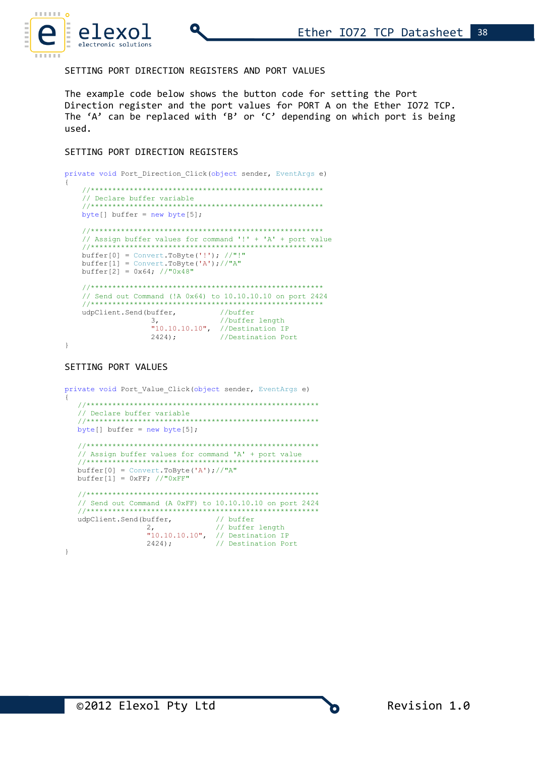SETTING PORT DIRECTION REGISTERS AND PORT VALUES

The example code below shows the button code for setting the Port Direction register and the port values for PORT A on the Ether IO72 TCP. The ‘A’ can be replaced with ‘B’ or ‘C’ depending on which port is being used.

SETTING PORT DIRECTION REGISTERS

```
private void Port_Direction_Click(object sender, EventArgs e)
{
    //*******************************************************
    // Declare buffer variable
    //*******************************************************
    byte[] buffer = new byte[5];

    //*******************************************************
    // Assign buffer values for command '!' + 'A' + port value
    //*******************************************************
    buffer[0] = Convert.ToByte('!'); //"!"
    buffer[1] = Convert.ToByte('A');//"A"
    buffer[2] = 0x64; //"0x48"

    //*******************************************************
    // Send out Command (!A 0x64) to 10.10.10.10 on port 2424
    //*******************************************************
    udpClient.Send(buffer,          //buffer
                   3,               //buffer length
                   "10.10.10.10",   //Destination IP
                   2424);           //Destination Port
}
```

SETTING PORT VALUES

```
private void Port_Value_Click(object sender, EventArgs e)
{
   //*******************************************************
   // Declare buffer variable
   //*******************************************************
   byte[] buffer = new byte[5];

   //*******************************************************
   // Assign buffer values for command 'A' + port value
   //*******************************************************
   buffer[0] = Convert.ToByte('A');//"A"
   buffer[1] = 0xFF; //"0xFF"

   //*******************************************************
   // Send out Command (A 0xFF) to 10.10.10.10 on port 2424
   //*******************************************************
   udpClient.Send(buffer,          // buffer
                  2,               // buffer length
                  "10.10.10.10",   // Destination IP
                  2424);           // Destination Port
}
```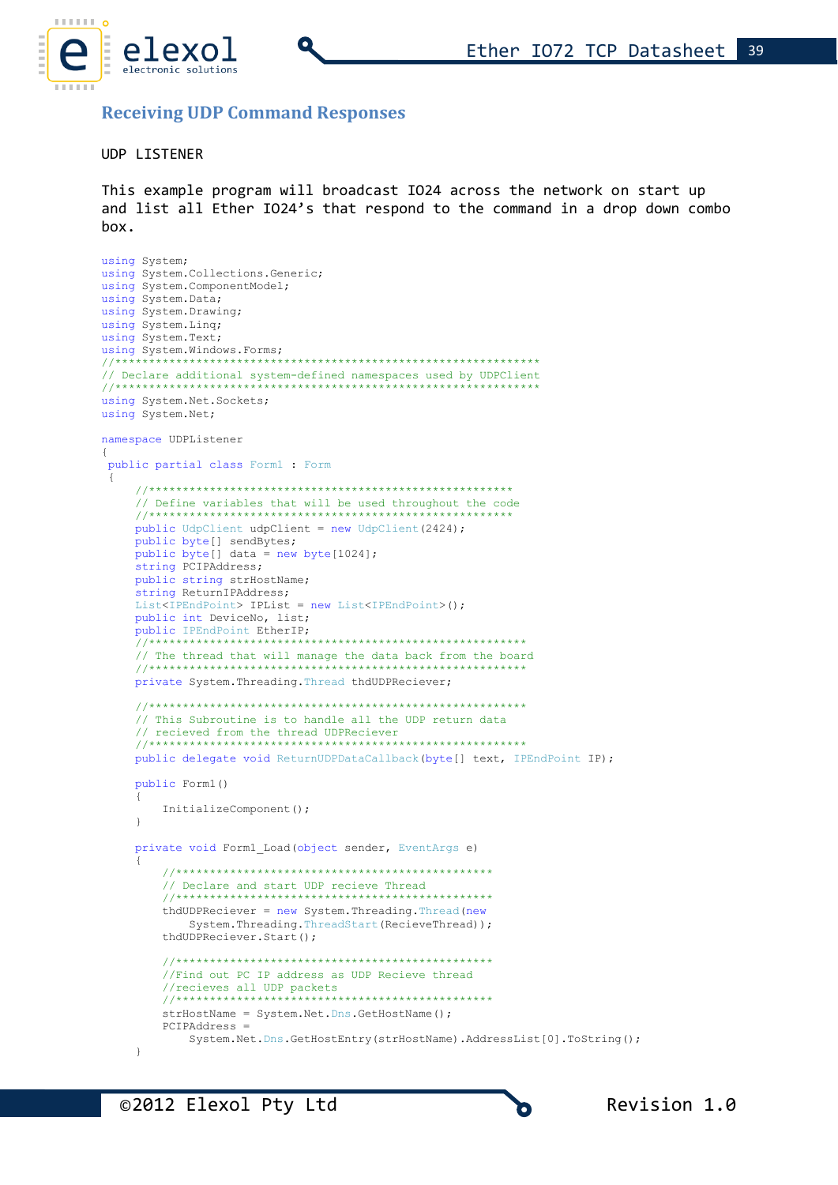## Receiving UDP Command Responses

UDP LISTENER

This example program will broadcast IO24 across the network on start up and list all Ether IO24's that respond to the command in a drop down combo box.

```
using System;
using System.Collections.Generic;
using System.ComponentModel;
using System.Data;
using System.Drawing;
using System.Linq;
using System.Text;
using System.Windows.Forms;
//*******************************************************************
// Declare additional system-defined namespaces used by UDPClient
//*******************************************************************
using System.Net.Sockets;
using System.Net;

namespace UDPListener
{
 public partial class Form1 : Form
 {
     //*******************************************************
     // Define variables that will be used throughout the code
     //*******************************************************
     public UdpClient udpClient = new UdpClient(2424);
     public byte[] sendBytes;
     public byte[] data = new byte[1024];
     string PCIPAddress;
     public string strHostName;
     string ReturnIPAddress;
     List<IPEndPoint> IPList = new List<IPEndPoint>();
     public int DeviceNo, list;
     public IPEndPoint EtherIP;
     //*********************************************************
     // The thread that will manage the data back from the board
     //*********************************************************
     private System.Threading.Thread thdUDPReciever;

     //*********************************************************
     // This Subroutine is to handle all the UDP return data
     // recieved from the thread UDPReciever
     //*********************************************************
     public delegate void ReturnUDPDataCallback(byte[] text, IPEndPoint IP);

     public Form1()
     {
         InitializeComponent();
     }

     private void Form1_Load(object sender, EventArgs e)
     {
         //************************************************
         // Declare and start UDP recieve Thread
         //************************************************
         thdUDPReciever = new System.Threading.Thread(new
             System.Threading.ThreadStart(RecieveThread));
         thdUDPReciever.Start();

         //************************************************
         //Find out PC IP address as UDP Recieve thread
         //recieves all UDP packets
         //************************************************
         strHostName = System.Net.Dns.GetHostName();
         PCIPAddress =
             System.Net.Dns.GetHostEntry(strHostName).AddressList[0].ToString();
     }
```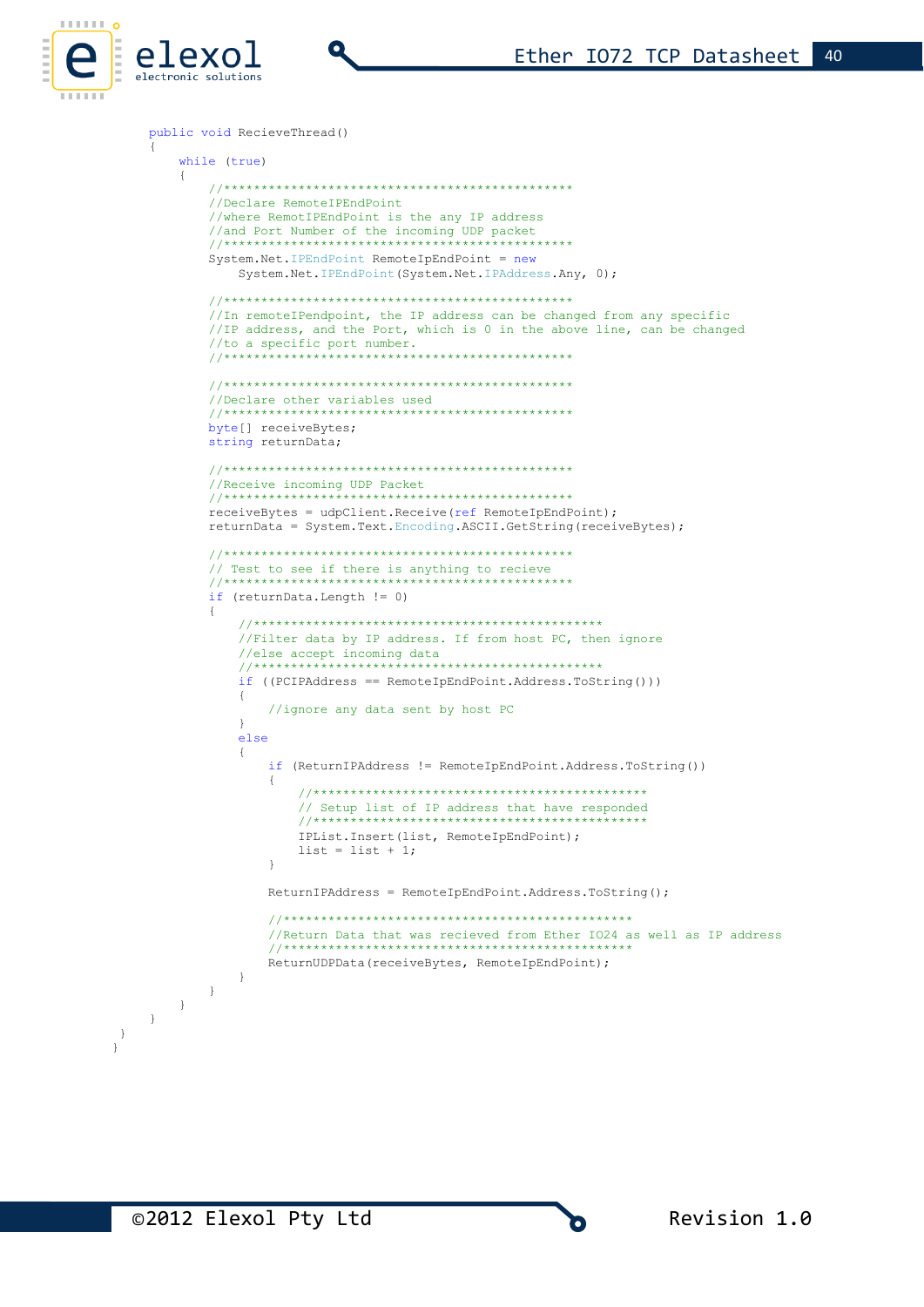```
public void RecieveThread()
{
    while (true)
    {
        //*************************************************
        //Declare RemoteIPEndPoint
        //where RemotIPEndPoint is the any IP address
        //and Port Number of the incoming UDP packet
        //*************************************************
        System.Net.IPEndPoint RemoteIpEndPoint = new
            System.Net.IPEndPoint(System.Net.IPAddress.Any, 0);

        //*************************************************
        //In remoteIPendpoint, the IP address can be changed from any specific
        //IP address, and the Port, which is 0 in the above line, can be changed
        //to a specific port number.
        //*************************************************

        //*************************************************
        //Declare other variables used
        //*************************************************
        byte[] receiveBytes;
        string returnData;

        //*************************************************
        //Receive incoming UDP Packet
        //*************************************************
        receiveBytes = udpClient.Receive(ref RemoteIpEndPoint);
        returnData = System.Text.Encoding.ASCII.GetString(receiveBytes);

        //*************************************************
        // Test to see if there is anything to recieve
        //*************************************************
        if (returnData.Length != 0)
        {
            //*************************************************
            //Filter data by IP address. If from host PC, then ignore
            //else accept incoming data
            //*************************************************
            if ((PCIPAddress == RemoteIpEndPoint.Address.ToString()))
            {
                //ignore any data sent by host PC
            }
            else
            {
                if (ReturnIPAddress != RemoteIpEndPoint.Address.ToString())
                {
                    //*************************************************
                    // Setup list of IP address that have responded
                    //*************************************************
                    IPList.Insert(list, RemoteIpEndPoint);
                    list = list + 1;
                }

                ReturnIPAddress = RemoteIpEndPoint.Address.ToString();

                //*************************************************
                //Return Data that was recieved from Ether IO24 as well as IP address
                //*************************************************
                ReturnUDPData(receiveBytes, RemoteIpEndPoint);
            }
        }
    }
}
}
}
```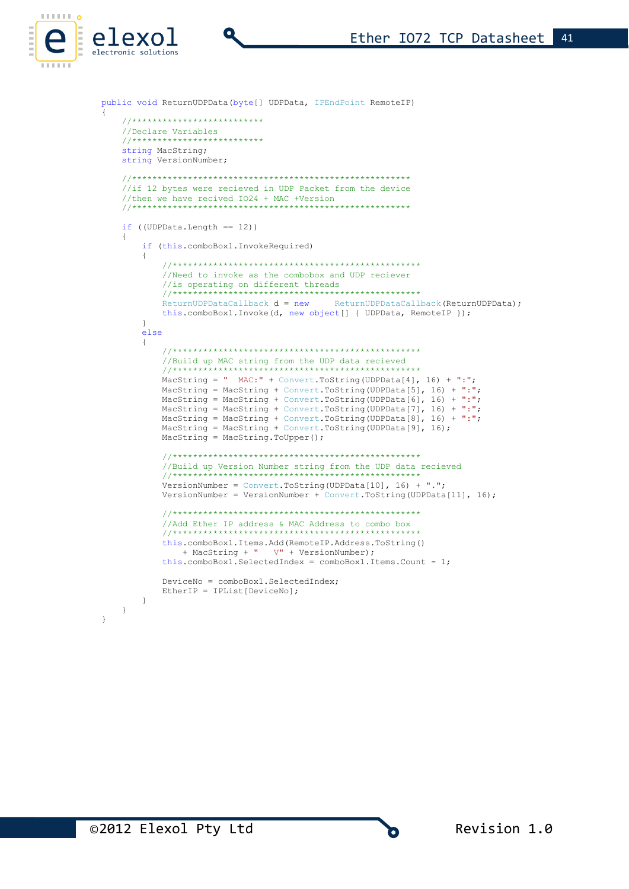```csharp
public void ReturnUDPData(byte[] UDPData, IPEndPoint RemoteIP)
{
    //**************************
    //Declare Variables
    //**************************
    string MacString;
    string VersionNumber;

    //*******************************************************
    //if 12 bytes were recieved in UDP Packet from the device
    //then we have recived IO24 + MAC +Version
    //*******************************************************

    if ((UDPData.Length == 12))
    {
        if (this.comboBox1.InvokeRequired)
        {
            //***************************************************
            //Need to invoke as the combobox and UDP reciever
            //is operating on different threads
            //***************************************************
            ReturnUDPDataCallback d = new     ReturnUDPDataCallback(ReturnUDPData);
            this.comboBox1.Invoke(d, new object[] { UDPData, RemoteIP });
        }
        else
        {
            //***************************************************
            //Build up MAC string from the UDP data recieved
            //***************************************************
            MacString = "  MAC:" + Convert.ToString(UDPData[4], 16) + ":";
            MacString = MacString + Convert.ToString(UDPData[5], 16) + ":";
            MacString = MacString + Convert.ToString(UDPData[6], 16) + ":";
            MacString = MacString + Convert.ToString(UDPData[7], 16) + ":";
            MacString = MacString + Convert.ToString(UDPData[8], 16) + ":";
            MacString = MacString + Convert.ToString(UDPData[9], 16);
            MacString = MacString.ToUpper();

            //***************************************************
            //Build up Version Number string from the UDP data recieved
            //***************************************************
            VersionNumber = Convert.ToString(UDPData[10], 16) + ".";
            VersionNumber = VersionNumber + Convert.ToString(UDPData[11], 16);

            //***************************************************
            //Add Ether IP address & MAC Address to combo box
            //***************************************************
            this.comboBox1.Items.Add(RemoteIP.Address.ToString()
                + MacString + "    V" + VersionNumber);
            this.comboBox1.SelectedIndex = comboBox1.Items.Count - 1;

            DeviceNo = comboBox1.SelectedIndex;
            EtherIP = IPList[DeviceNo];
        }
    }
}
```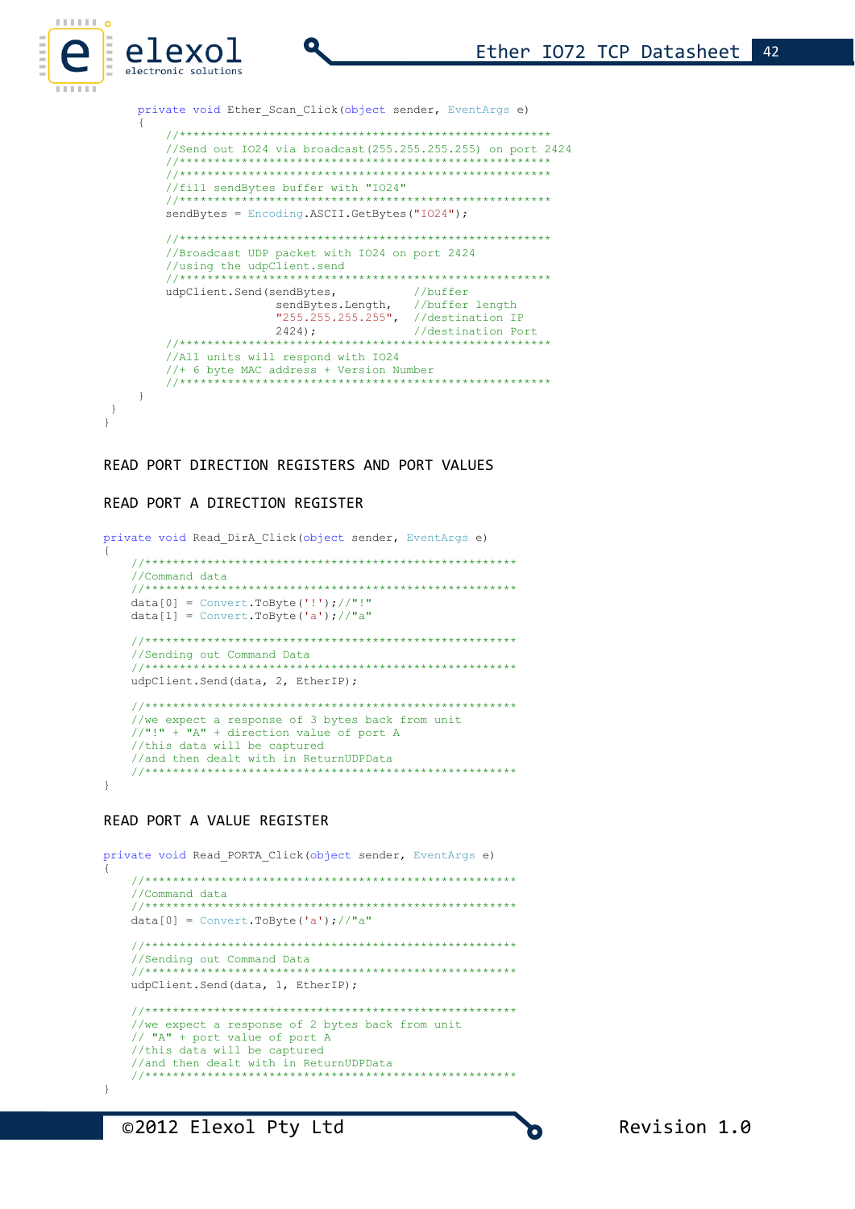```
        private void Ether_Scan_Click(object sender, EventArgs e)
        {
            //*******************************************************
            //Send out IO24 via broadcast(255.255.255.255) on port 2424
            //*******************************************************
            //*******************************************************
            //fill sendBytes buffer with "IO24"
            //*******************************************************
            sendBytes = Encoding.ASCII.GetBytes("IO24");

            //*******************************************************
            //Broadcast UDP packet with IO24 on port 2424
            //using the udpClient.send
            //*******************************************************
            udpClient.Send(sendBytes,           //buffer
                           sendBytes.Length,    //buffer length
                           "255.255.255.255",   //destination IP
                           2424);               //destination Port
            //*******************************************************
            //All units will respond with IO24
            //+ 6 byte MAC address + Version Number
            //*******************************************************
        }
    }
}
```

READ PORT DIRECTION REGISTERS AND PORT VALUES

READ PORT A DIRECTION REGISTER

```
private void Read_DirA_Click(object sender, EventArgs e)
{
    //*******************************************************
    //Command data
    //*******************************************************
    data[0] = Convert.ToByte('!');//"!"
    data[1] = Convert.ToByte('a');//"a"

    //*******************************************************
    //Sending out Command Data
    //*******************************************************
    udpClient.Send(data, 2, EtherIP);

    //*******************************************************
    //we expect a response of 3 bytes back from unit
    //"!" + "A" + direction value of port A
    //this data will be captured
    //and then dealt with in ReturnUDPData
    //*******************************************************
}
```

READ PORT A VALUE REGISTER

```
private void Read_PORTA_Click(object sender, EventArgs e)
{
    //*******************************************************
    //Command data
    //*******************************************************
    data[0] = Convert.ToByte('a');//"a"

    //*******************************************************
    //Sending out Command Data
    //*******************************************************
    udpClient.Send(data, 1, EtherIP);

    //*******************************************************
    //we expect a response of 2 bytes back from unit
    // "A" + port value of port A
    //this data will be captured
    //and then dealt with in ReturnUDPData
    //*******************************************************
}
```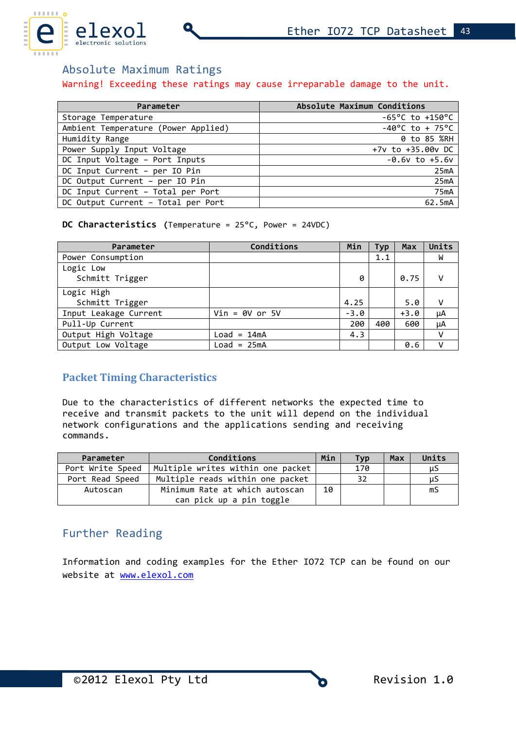## Absolute Maximum Ratings

Warning! Exceeding these ratings may cause irreparable damage to the unit.

| Parameter | Absolute Maximum Conditions |
|---|---|
| Storage Temperature | -65°C to +150°C |
| Ambient Temperature (Power Applied) | -40°C to + 75°C |
| Humidity Range | 0 to 85 %RH |
| Power Supply Input Voltage | +7v to +35.00v DC |
| DC Input Voltage – Port Inputs | -0.6v to +5.6v |
| DC Input Current – per IO Pin | 25mA |
| DC Output Current – per IO Pin | 25mA |
| DC Input Current – Total per Port | 75mA |
| DC Output Current – Total per Port | 62.5mA |

**DC Characteristics** (Temperature = 25°C, Power = 24VDC)

| Parameter | Conditions | Min | Typ | Max | Units |
|---|---|---|---|---|---|
| Power Consumption | | | 1.1 | | W |
| Logic Low<br>Schmitt Trigger | | 0 | | 0.75 | V |
| Logic High<br>Schmitt Trigger | | 4.25 | | 5.0 | V |
| Input Leakage Current | Vin = 0V or 5V | -3.0 | | +3.0 | µA |
| Pull-Up Current | | 200 | 400 | 600 | µA |
| Output High Voltage | Load = 14mA | 4.3 | | | V |
| Output Low Voltage | Load = 25mA | | | 0.6 | V |

## Packet Timing Characteristics

Due to the characteristics of different networks the expected time to receive and transmit packets to the unit will depend on the individual network configurations and the applications sending and receiving commands.

| Parameter | Conditions | Min | Typ | Max | Units |
|---|---|---|---|---|---|
| Port Write Speed | Multiple writes within one packet | | 170 | | µS |
| Port Read Speed | Multiple reads within one packet | | 32 | | µS |
| Autoscan | Minimum Rate at which autoscan can pick up a pin toggle | 10 | | | mS |

## Further Reading

Information and coding examples for the Ether IO72 TCP can be found on our website at www.elexol.com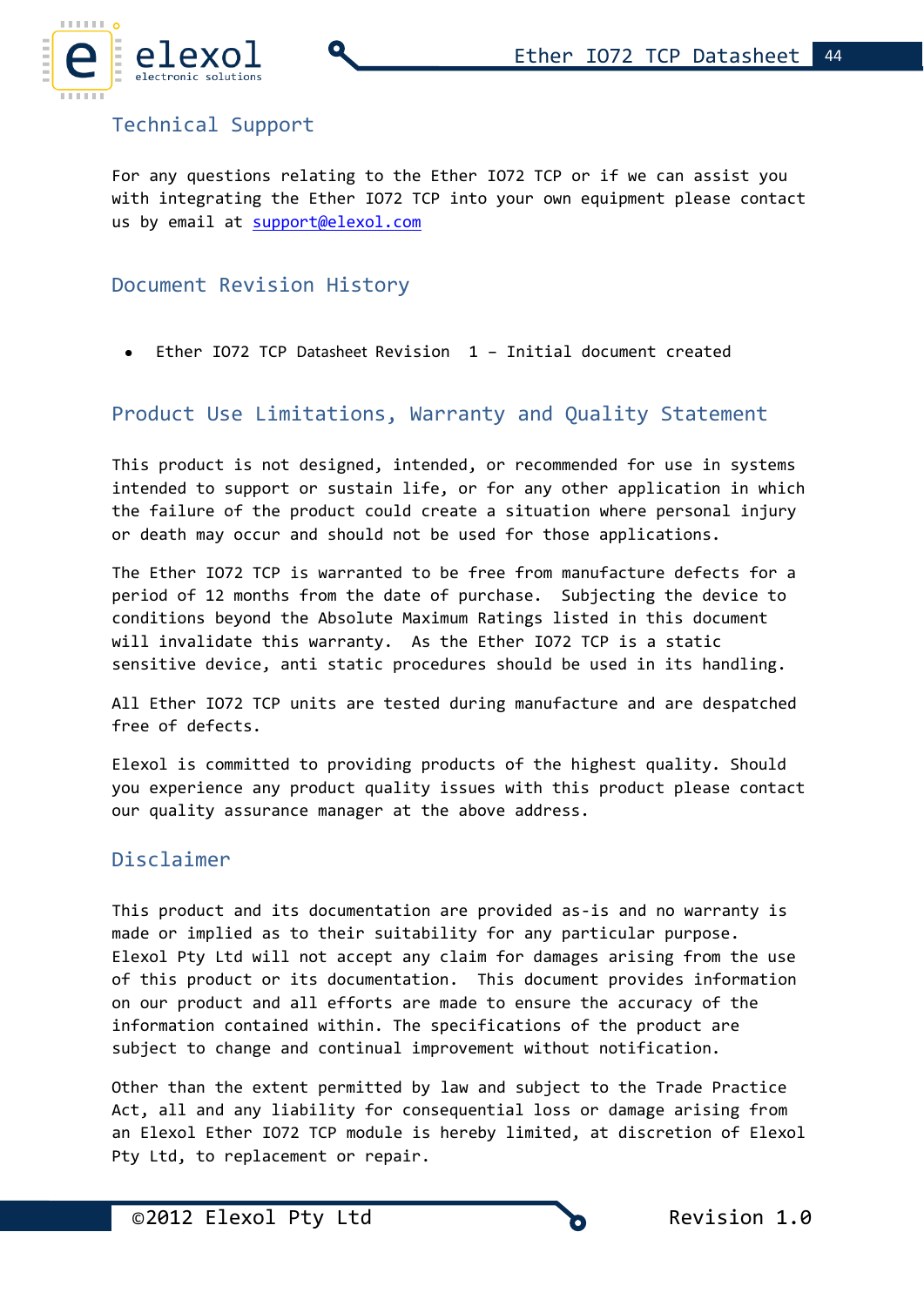## Technical Support

For any questions relating to the Ether IO72 TCP or if we can assist you with integrating the Ether IO72 TCP into your own equipment please contact us by email at support@elexol.com

## Document Revision History

- Ether IO72 TCP Datasheet Revision 1 – Initial document created

## Product Use Limitations, Warranty and Quality Statement

This product is not designed, intended, or recommended for use in systems intended to support or sustain life, or for any other application in which the failure of the product could create a situation where personal injury or death may occur and should not be used for those applications.

The Ether IO72 TCP is warranted to be free from manufacture defects for a period of 12 months from the date of purchase. Subjecting the device to conditions beyond the Absolute Maximum Ratings listed in this document will invalidate this warranty. As the Ether IO72 TCP is a static sensitive device, anti static procedures should be used in its handling.

All Ether IO72 TCP units are tested during manufacture and are despatched free of defects.

Elexol is committed to providing products of the highest quality. Should you experience any product quality issues with this product please contact our quality assurance manager at the above address.

## Disclaimer

This product and its documentation are provided as-is and no warranty is made or implied as to their suitability for any particular purpose. Elexol Pty Ltd will not accept any claim for damages arising from the use of this product or its documentation. This document provides information on our product and all efforts are made to ensure the accuracy of the information contained within. The specifications of the product are subject to change and continual improvement without notification.

Other than the extent permitted by law and subject to the Trade Practice Act, all and any liability for consequential loss or damage arising from an Elexol Ether IO72 TCP module is hereby limited, at discretion of Elexol Pty Ltd, to replacement or repair.